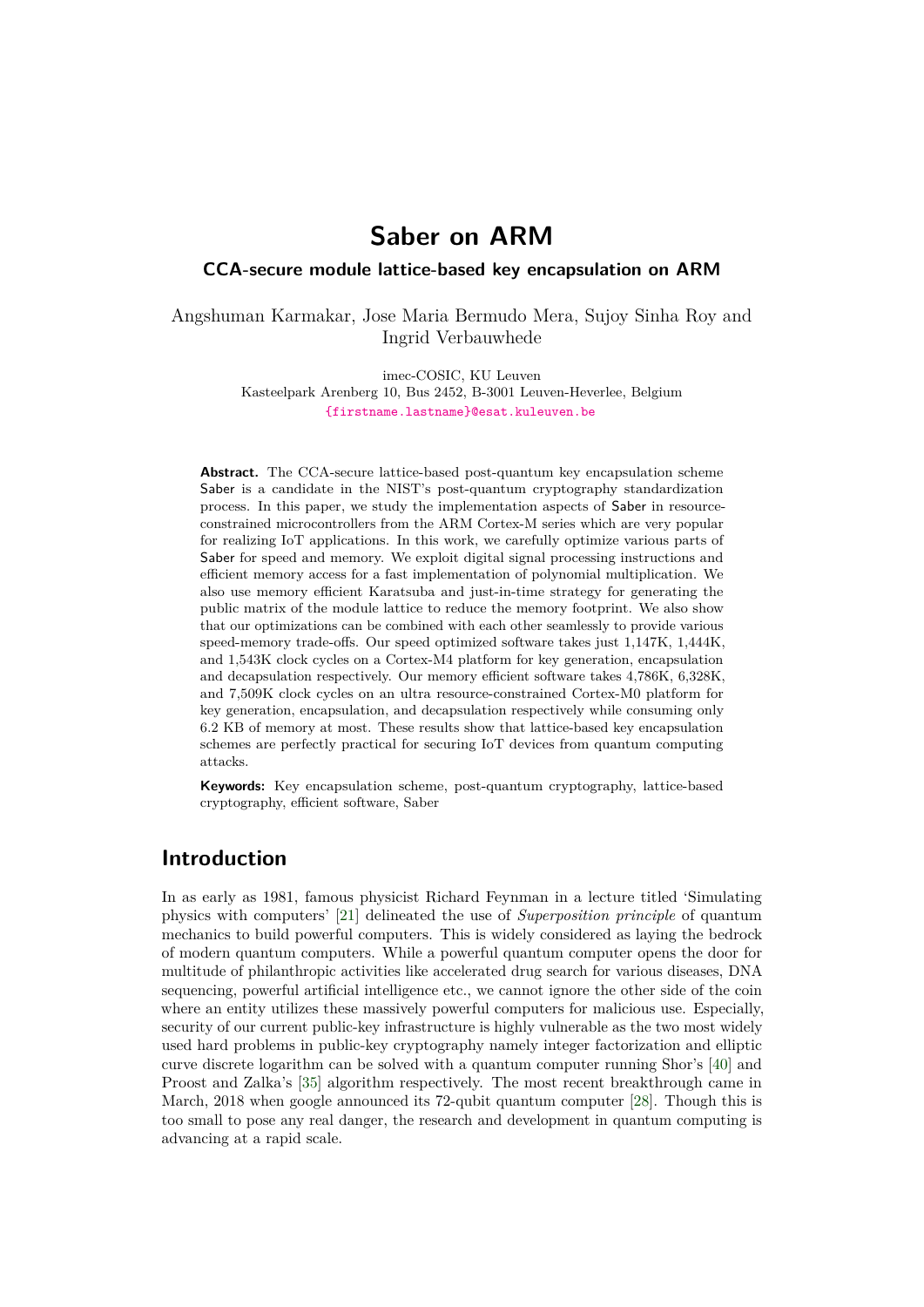# Saber on ARM

## CCA-secure module lattice-based key encapsulation on ARM

Angshuman Karmakar, Jose Maria Bermudo Mera, Sujoy Sinha Roy and Ingrid Verbauwhede

imec-COSIC, KU Leuven
Kasteelpark Arenberg 10, Bus 2452, B-3001 Leuven-Heverlee, Belgium
{firstname.lastname}@esat.kuleuven.be

**Abstract.** The CCA-secure lattice-based post-quantum key encapsulation scheme Saber is a candidate in the NIST's post-quantum cryptography standardization process. In this paper, we study the implementation aspects of Saber in resource-constrained microcontrollers from the ARM Cortex-M series which are very popular for realizing IoT applications. In this work, we carefully optimize various parts of Saber for speed and memory. We exploit digital signal processing instructions and efficient memory access for a fast implementation of polynomial multiplication. We also use memory efficient Karatsuba and just-in-time strategy for generating the public matrix of the module lattice to reduce the memory footprint. We also show that our optimizations can be combined with each other seamlessly to provide various speed-memory trade-offs. Our speed optimized software takes just 1,147K, 1,444K, and 1,543K clock cycles on a Cortex-M4 platform for key generation, encapsulation and decapsulation respectively. Our memory efficient software takes 4,786K, 6,328K, and 7,509K clock cycles on an ultra resource-constrained Cortex-M0 platform for key generation, encapsulation, and decapsulation respectively while consuming only 6.2 KB of memory at most. These results show that lattice-based key encapsulation schemes are perfectly practical for securing IoT devices from quantum computing attacks.

**Keywords:** Key encapsulation scheme, post-quantum cryptography, lattice-based cryptography, efficient software, Saber

## Introduction

In as early as 1981, famous physicist Richard Feynman in a lecture titled 'Simulating physics with computers' [21] delineated the use of *Superposition principle* of quantum mechanics to build powerful computers. This is widely considered as laying the bedrock of modern quantum computers. While a powerful quantum computer opens the door for multitude of philanthropic activities like accelerated drug search for various diseases, DNA sequencing, powerful artificial intelligence etc., we cannot ignore the other side of the coin where an entity utilizes these massively powerful computers for malicious use. Especially, security of our current public-key infrastructure is highly vulnerable as the two most widely used hard problems in public-key cryptography namely integer factorization and elliptic curve discrete logarithm can be solved with a quantum computer running Shor's [40] and Proost and Zalka's [35] algorithm respectively. The most recent breakthrough came in March, 2018 when google announced its 72-qubit quantum computer [28]. Though this is too small to pose any real danger, the research and development in quantum computing is advancing at a rapid scale.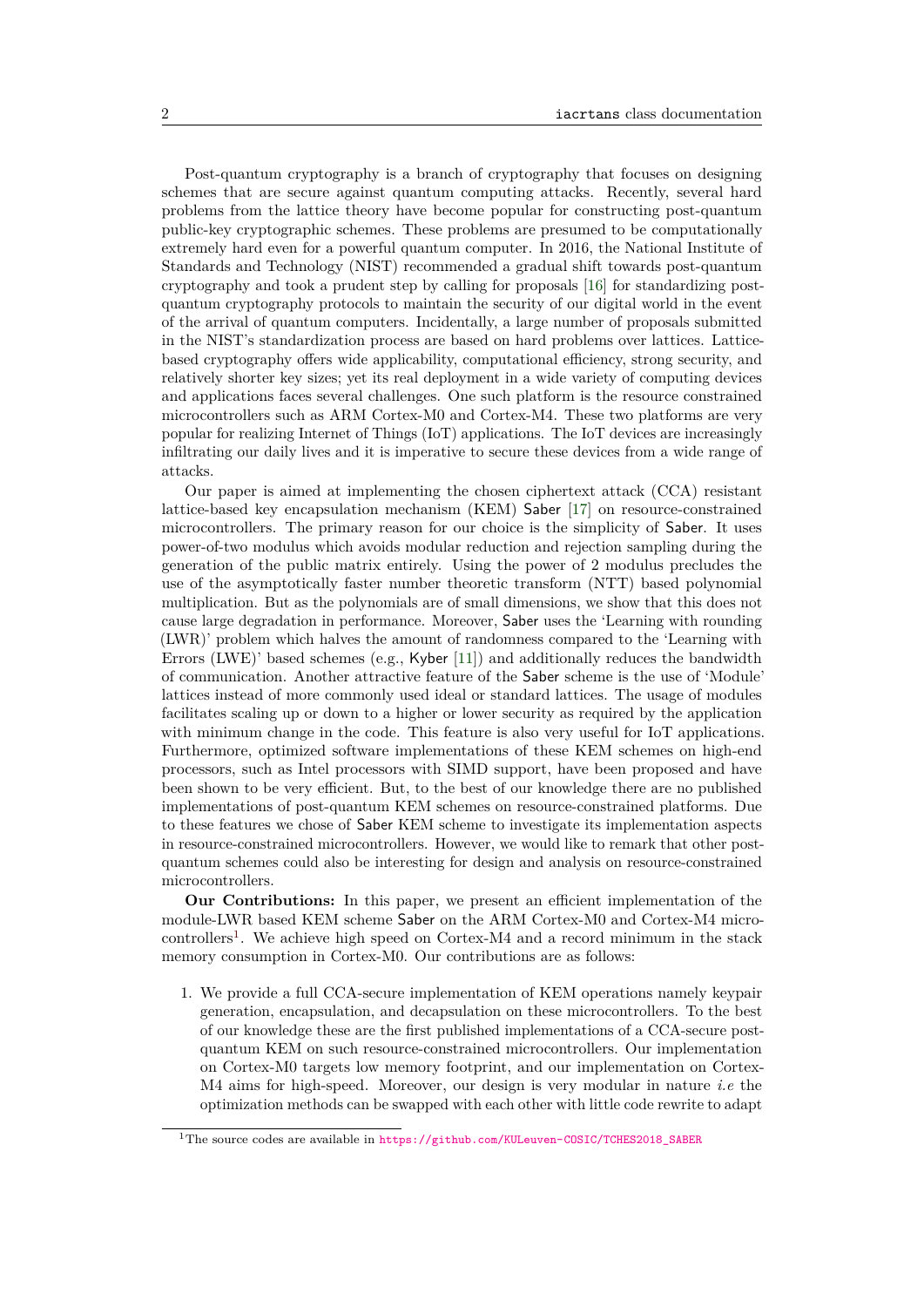Post-quantum cryptography is a branch of cryptography that focuses on designing schemes that are secure against quantum computing attacks. Recently, several hard problems from the lattice theory have become popular for constructing post-quantum public-key cryptographic schemes. These problems are presumed to be computationally extremely hard even for a powerful quantum computer. In 2016, the National Institute of Standards and Technology (NIST) recommended a gradual shift towards post-quantum cryptography and took a prudent step by calling for proposals [16] for standardizing post-quantum cryptography protocols to maintain the security of our digital world in the event of the arrival of quantum computers. Incidentally, a large number of proposals submitted in the NIST's standardization process are based on hard problems over lattices. Lattice-based cryptography offers wide applicability, computational efficiency, strong security, and relatively shorter key sizes; yet its real deployment in a wide variety of computing devices and applications faces several challenges. One such platform is the resource constrained microcontrollers such as ARM Cortex-M0 and Cortex-M4. These two platforms are very popular for realizing Internet of Things (IoT) applications. The IoT devices are increasingly infiltrating our daily lives and it is imperative to secure these devices from a wide range of attacks.

Our paper is aimed at implementing the chosen ciphertext attack (CCA) resistant lattice-based key encapsulation mechanism (KEM) Saber [17] on resource-constrained microcontrollers. The primary reason for our choice is the simplicity of Saber. It uses power-of-two modulus which avoids modular reduction and rejection sampling during the generation of the public matrix entirely. Using the power of 2 modulus precludes the use of the asymptotically faster number theoretic transform (NTT) based polynomial multiplication. But as the polynomials are of small dimensions, we show that this does not cause large degradation in performance. Moreover, Saber uses the 'Learning with rounding (LWR)' problem which halves the amount of randomness compared to the 'Learning with Errors (LWE)' based schemes (e.g., Kyber [11]) and additionally reduces the bandwidth of communication. Another attractive feature of the Saber scheme is the use of 'Module' lattices instead of more commonly used ideal or standard lattices. The usage of modules facilitates scaling up or down to a higher or lower security as required by the application with minimum change in the code. This feature is also very useful for IoT applications. Furthermore, optimized software implementations of these KEM schemes on high-end processors, such as Intel processors with SIMD support, have been proposed and have been shown to be very efficient. But, to the best of our knowledge there are no published implementations of post-quantum KEM schemes on resource-constrained platforms. Due to these features we chose of Saber KEM scheme to investigate its implementation aspects in resource-constrained microcontrollers. However, we would like to remark that other post-quantum schemes could also be interesting for design and analysis on resource-constrained microcontrollers.

**Our Contributions:** In this paper, we present an efficient implementation of the module-LWR based KEM scheme Saber on the ARM Cortex-M0 and Cortex-M4 microcontrollers[1]. We achieve high speed on Cortex-M4 and a record minimum in the stack memory consumption in Cortex-M0. Our contributions are as follows:

1. We provide a full CCA-secure implementation of KEM operations namely keypair generation, encapsulation, and decapsulation on these microcontrollers. To the best of our knowledge these are the first published implementations of a CCA-secure post-quantum KEM on such resource-constrained microcontrollers. Our implementation on Cortex-M0 targets low memory footprint, and our implementation on Cortex-M4 aims for high-speed. Moreover, our design is very modular in nature *i.e* the optimization methods can be swapped with each other with little code rewrite to adapt

[1] The source codes are available in https://github.com/KULeuven-COSIC/TCHES2018_SABER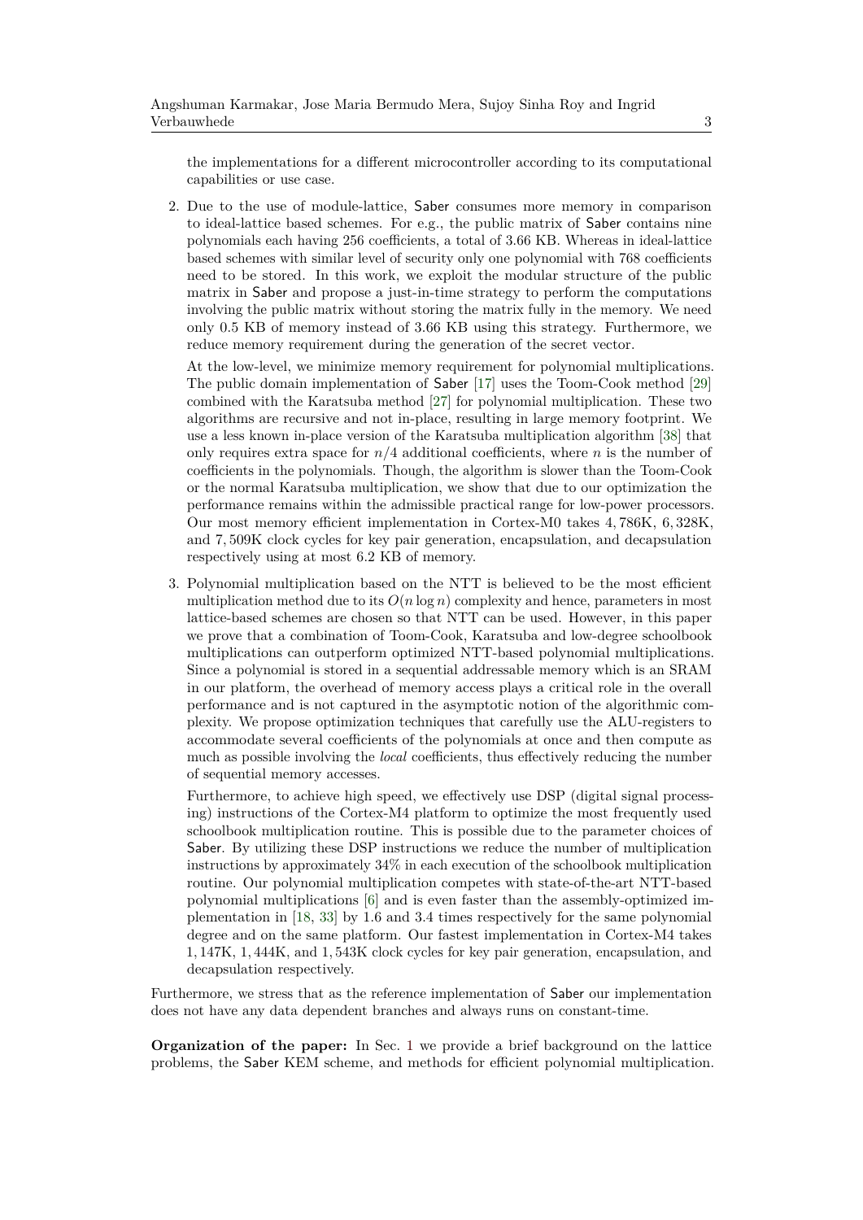the implementations for a different microcontroller according to its computational capabilities or use case.

2. Due to the use of module-lattice, Saber consumes more memory in comparison to ideal-lattice based schemes. For e.g., the public matrix of Saber contains nine polynomials each having 256 coefficients, a total of 3.66 KB. Whereas in ideal-lattice based schemes with similar level of security only one polynomial with 768 coefficients need to be stored. In this work, we exploit the modular structure of the public matrix in Saber and propose a just-in-time strategy to perform the computations involving the public matrix without storing the matrix fully in the memory. We need only 0.5 KB of memory instead of 3.66 KB using this strategy. Furthermore, we reduce memory requirement during the generation of the secret vector.

   At the low-level, we minimize memory requirement for polynomial multiplications. The public domain implementation of Saber [17] uses the Toom-Cook method [29] combined with the Karatsuba method [27] for polynomial multiplication. These two algorithms are recursive and not in-place, resulting in large memory footprint. We use a less known in-place version of the Karatsuba multiplication algorithm [38] that only requires extra space for $n/4$ additional coefficients, where $n$ is the number of coefficients in the polynomials. Though, the algorithm is slower than the Toom-Cook or the normal Karatsuba multiplication, we show that due to our optimization the performance remains within the admissible practical range for low-power processors. Our most memory efficient implementation in Cortex-M0 takes 4,786K, 6,328K, and 7,509K clock cycles for key pair generation, encapsulation, and decapsulation respectively using at most 6.2 KB of memory.

3. Polynomial multiplication based on the NTT is believed to be the most efficient multiplication method due to its $O(n \log n)$ complexity and hence, parameters in most lattice-based schemes are chosen so that NTT can be used. However, in this paper we prove that a combination of Toom-Cook, Karatsuba and low-degree schoolbook multiplications can outperform optimized NTT-based polynomial multiplications. Since a polynomial is stored in a sequential addressable memory which is an SRAM in our platform, the overhead of memory access plays a critical role in the overall performance and is not captured in the asymptotic notion of the algorithmic complexity. We propose optimization techniques that carefully use the ALU-registers to accommodate several coefficients of the polynomials at once and then compute as much as possible involving the *local* coefficients, thus effectively reducing the number of sequential memory accesses.

   Furthermore, to achieve high speed, we effectively use DSP (digital signal processing) instructions of the Cortex-M4 platform to optimize the most frequently used schoolbook multiplication routine. This is possible due to the parameter choices of Saber. By utilizing these DSP instructions we reduce the number of multiplication instructions by approximately 34% in each execution of the schoolbook multiplication routine. Our polynomial multiplication competes with state-of-the-art NTT-based polynomial multiplications [6] and is even faster than the assembly-optimized implementation in [18, 33] by 1.6 and 3.4 times respectively for the same polynomial degree and on the same platform. Our fastest implementation in Cortex-M4 takes 1,147K, 1,444K, and 1,543K clock cycles for key pair generation, encapsulation, and decapsulation respectively.

Furthermore, we stress that as the reference implementation of Saber our implementation does not have any data dependent branches and always runs on constant-time.

**Organization of the paper:** In Sec. 1 we provide a brief background on the lattice problems, the Saber KEM scheme, and methods for efficient polynomial multiplication.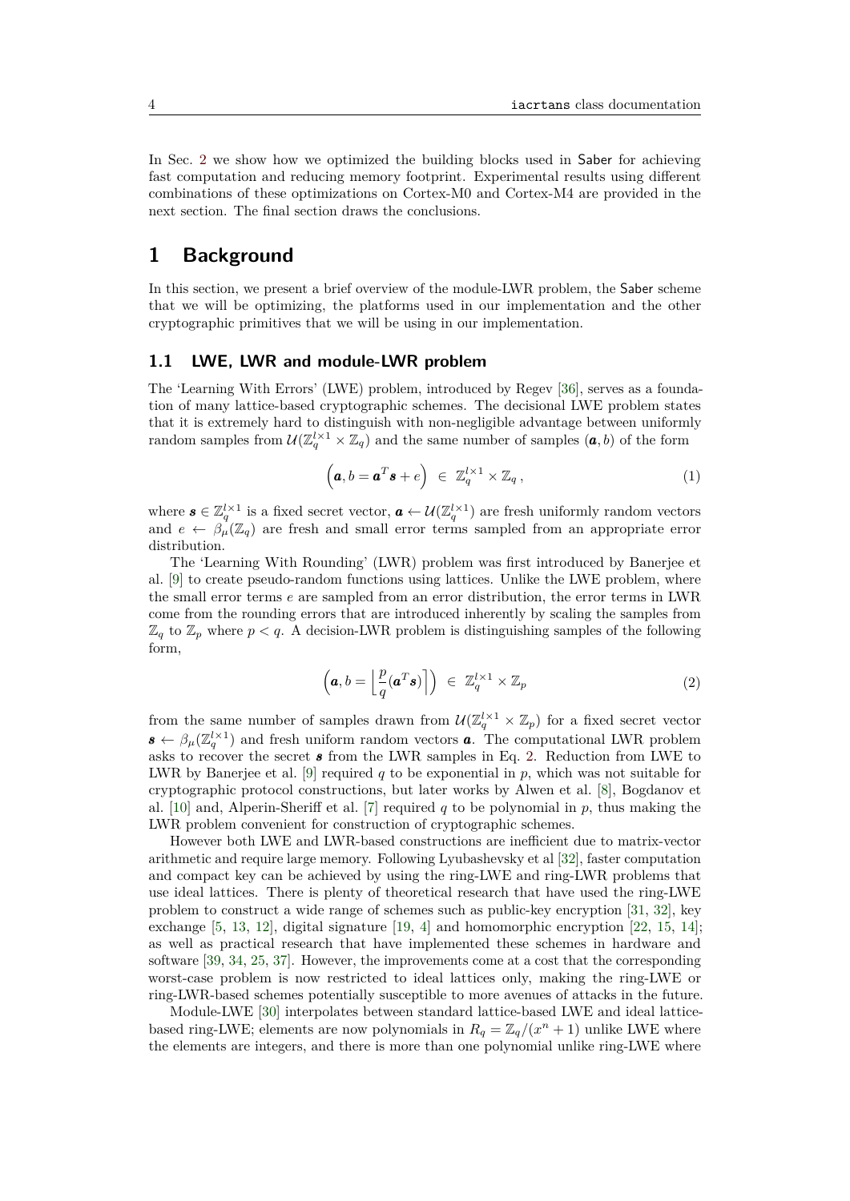In Sec. 2 we show how we optimized the building blocks used in Saber for achieving fast computation and reducing memory footprint. Experimental results using different combinations of these optimizations on Cortex-M0 and Cortex-M4 are provided in the next section. The final section draws the conclusions.

# 1 Background

In this section, we present a brief overview of the module-LWR problem, the Saber scheme that we will be optimizing, the platforms used in our implementation and the other cryptographic primitives that we will be using in our implementation.

## 1.1 LWE, LWR and module-LWR problem

The 'Learning With Errors' (LWE) problem, introduced by Regev [36], serves as a foundation of many lattice-based cryptographic schemes. The decisional LWE problem states that it is extremely hard to distinguish with non-negligible advantage between uniformly random samples from $\mathcal{U}(\mathbb{Z}_q^{l\times 1} \times \mathbb{Z}_q)$ and the same number of samples $(\boldsymbol{a}, b)$ of the form

$$\left(\boldsymbol{a}, b = \boldsymbol{a}^T \boldsymbol{s} + e\right) \in \mathbb{Z}_q^{l\times 1} \times \mathbb{Z}_q\,, \tag{1}$$

where $\boldsymbol{s} \in \mathbb{Z}_q^{l\times 1}$ is a fixed secret vector, $\boldsymbol{a} \leftarrow \mathcal{U}(\mathbb{Z}_q^{l\times 1})$ are fresh uniformly random vectors and $e \leftarrow \beta_\mu(\mathbb{Z}_q)$ are fresh and small error terms sampled from an appropriate error distribution.

The 'Learning With Rounding' (LWR) problem was first introduced by Banerjee et al. [9] to create pseudo-random functions using lattices. Unlike the LWE problem, where the small error terms $e$ are sampled from an error distribution, the error terms in LWR come from the rounding errors that are introduced inherently by scaling the samples from $\mathbb{Z}_q$ to $\mathbb{Z}_p$ where $p < q$. A decision-LWR problem is distinguishing samples of the following form,

$$\left(\boldsymbol{a}, b = \left\lfloor \frac{p}{q}(\boldsymbol{a}^T \boldsymbol{s}) \right\rceil\right) \in \mathbb{Z}_q^{l\times 1} \times \mathbb{Z}_p \tag{2}$$

from the same number of samples drawn from $\mathcal{U}(\mathbb{Z}_q^{l\times 1} \times \mathbb{Z}_p)$ for a fixed secret vector $\boldsymbol{s} \leftarrow \beta_\mu(\mathbb{Z}_q^{l\times 1})$ and fresh uniform random vectors $\boldsymbol{a}$. The computational LWR problem asks to recover the secret $\boldsymbol{s}$ from the LWR samples in Eq. 2. Reduction from LWE to LWR by Banerjee et al. [9] required $q$ to be exponential in $p$, which was not suitable for cryptographic protocol constructions, but later works by Alwen et al. [8], Bogdanov et al. [10] and, Alperin-Sheriff et al. [7] required $q$ to be polynomial in $p$, thus making the LWR problem convenient for construction of cryptographic schemes.

However both LWE and LWR-based constructions are inefficient due to matrix-vector arithmetic and require large memory. Following Lyubashevsky et al [32], faster computation and compact key can be achieved by using the ring-LWE and ring-LWR problems that use ideal lattices. There is plenty of theoretical research that have used the ring-LWE problem to construct a wide range of schemes such as public-key encryption [31, 32], key exchange [5, 13, 12], digital signature [19, 4] and homomorphic encryption [22, 15, 14]; as well as practical research that have implemented these schemes in hardware and software [39, 34, 25, 37]. However, the improvements come at a cost that the corresponding worst-case problem is now restricted to ideal lattices only, making the ring-LWE or ring-LWR-based schemes potentially susceptible to more avenues of attacks in the future.

Module-LWE [30] interpolates between standard lattice-based LWE and ideal lattice-based ring-LWE; elements are now polynomials in $R_q = \mathbb{Z}_q/(x^n + 1)$ unlike LWE where the elements are integers, and there is more than one polynomial unlike ring-LWE where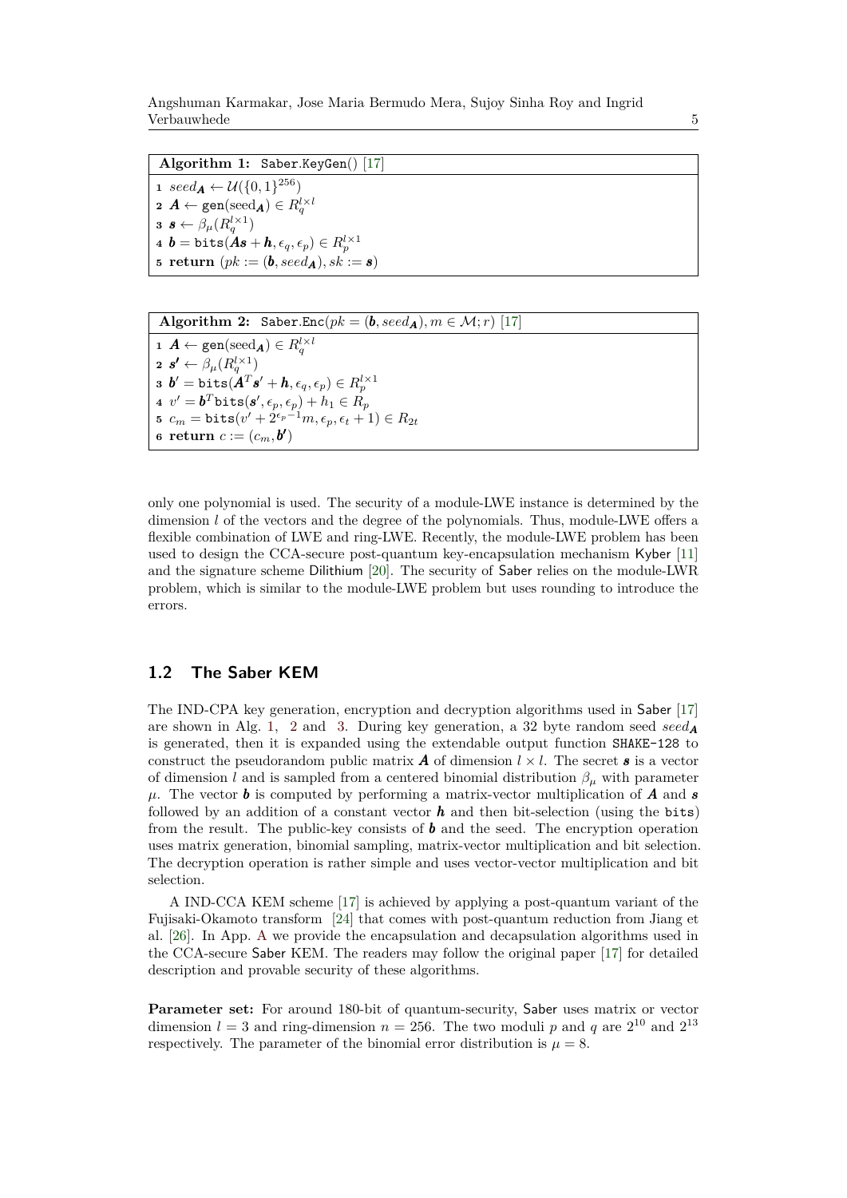**Algorithm 1:** Saber.KeyGen() [17]

1. $seed_{\boldsymbol{A}} \leftarrow \mathcal{U}(\{0,1\}^{256})$
2. $\boldsymbol{A} \leftarrow \texttt{gen}(\text{seed}_{\boldsymbol{A}}) \in R_q^{l \times l}$
3. $\boldsymbol{s} \leftarrow \beta_\mu(R_q^{l \times 1})$
4. $\boldsymbol{b} = \texttt{bits}(\boldsymbol{A}\boldsymbol{s} + \boldsymbol{h}, \epsilon_q, \epsilon_p) \in R_p^{l \times 1}$
5. **return** $(pk := (\boldsymbol{b}, seed_{\boldsymbol{A}}), sk := \boldsymbol{s})$

**Algorithm 2:** Saber.Enc$(pk = (\boldsymbol{b}, seed_{\boldsymbol{A}}), m \in \mathcal{M}; r)$ [17]

1. $\boldsymbol{A} \leftarrow \texttt{gen}(\text{seed}_{\boldsymbol{A}}) \in R_q^{l \times l}$
2. $\boldsymbol{s'} \leftarrow \beta_\mu(R_q^{l \times 1})$
3. $\boldsymbol{b}' = \texttt{bits}(\boldsymbol{A}^T\boldsymbol{s}' + \boldsymbol{h}, \epsilon_q, \epsilon_p) \in R_p^{l \times 1}$
4. $v' = \boldsymbol{b}^T \texttt{bits}(\boldsymbol{s}', \epsilon_p, \epsilon_p) + h_1 \in R_p$
5. $c_m = \texttt{bits}(v' + 2^{\epsilon_p - 1}m, \epsilon_p, \epsilon_t + 1) \in R_{2t}$
6. **return** $c := (c_m, \boldsymbol{b'})$

only one polynomial is used. The security of a module-LWE instance is determined by the dimension $l$ of the vectors and the degree of the polynomials. Thus, module-LWE offers a flexible combination of LWE and ring-LWE. Recently, the module-LWE problem has been used to design the CCA-secure post-quantum key-encapsulation mechanism Kyber [11] and the signature scheme Dilithium [20]. The security of Saber relies on the module-LWR problem, which is similar to the module-LWE problem but uses rounding to introduce the errors.

## 1.2 The Saber KEM

The IND-CPA key generation, encryption and decryption algorithms used in Saber [17] are shown in Alg. 1, 2 and 3. During key generation, a 32 byte random seed $seed_{\boldsymbol{A}}$ is generated, then it is expanded using the extendable output function SHAKE-128 to construct the pseudorandom public matrix $\boldsymbol{A}$ of dimension $l \times l$. The secret $\boldsymbol{s}$ is a vector of dimension $l$ and is sampled from a centered binomial distribution $\beta_\mu$ with parameter $\mu$. The vector $\boldsymbol{b}$ is computed by performing a matrix-vector multiplication of $\boldsymbol{A}$ and $\boldsymbol{s}$ followed by an addition of a constant vector $\boldsymbol{h}$ and then bit-selection (using the bits) from the result. The public-key consists of $\boldsymbol{b}$ and the seed. The encryption operation uses matrix generation, binomial sampling, matrix-vector multiplication and bit selection. The decryption operation is rather simple and uses vector-vector multiplication and bit selection.

A IND-CCA KEM scheme [17] is achieved by applying a post-quantum variant of the Fujisaki-Okamoto transform [24] that comes with post-quantum reduction from Jiang et al. [26]. In App. A we provide the encapsulation and decapsulation algorithms used in the CCA-secure Saber KEM. The readers may follow the original paper [17] for detailed description and provable security of these algorithms.

**Parameter set:** For around 180-bit of quantum-security, Saber uses matrix or vector dimension $l = 3$ and ring-dimension $n = 256$. The two moduli $p$ and $q$ are $2^{10}$ and $2^{13}$ respectively. The parameter of the binomial error distribution is $\mu = 8$.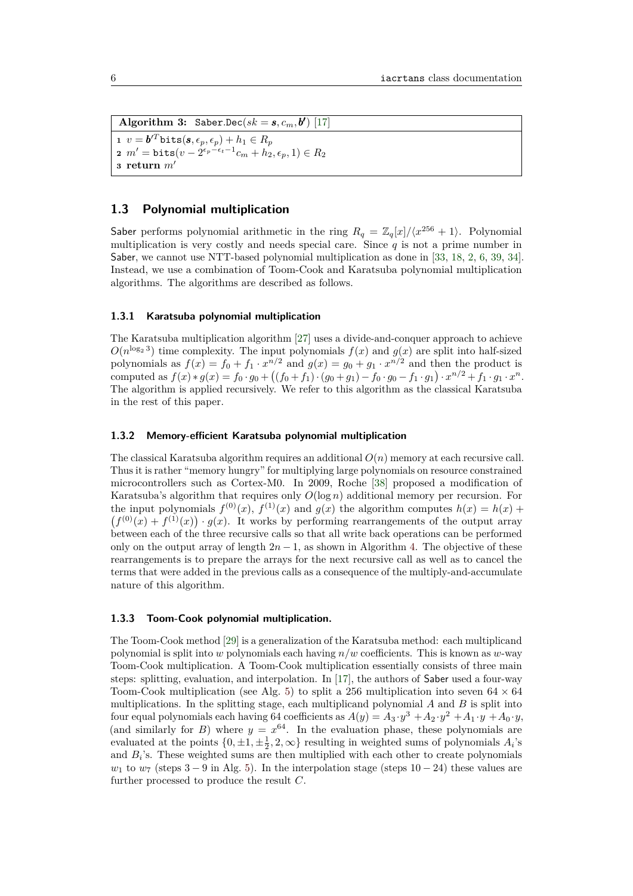**Algorithm 3:** $\texttt{Saber.Dec}(sk = \boldsymbol{s}, c_m, \boldsymbol{b'})$ [17]

1 $v = \boldsymbol{b'}^T \texttt{bits}(\boldsymbol{s}, \epsilon_p, \epsilon_p) + h_1 \in R_p$
2 $m' = \texttt{bits}(v - 2^{\epsilon_p - \epsilon_t - 1} c_m + h_2, \epsilon_p, 1) \in R_2$
3 **return** $m'$

## 1.3 Polynomial multiplication

Saber performs polynomial arithmetic in the ring $R_q = \mathbb{Z}_q[x]/\langle x^{256} + 1 \rangle$. Polynomial multiplication is very costly and needs special care. Since $q$ is not a prime number in Saber, we cannot use NTT-based polynomial multiplication as done in [33, 18, 2, 6, 39, 34]. Instead, we use a combination of Toom-Cook and Karatsuba polynomial multiplication algorithms. The algorithms are described as follows.

### 1.3.1 Karatsuba polynomial multiplication

The Karatsuba multiplication algorithm [27] uses a divide-and-conquer approach to achieve $O(n^{\log_2 3})$ time complexity. The input polynomials $f(x)$ and $g(x)$ are split into half-sized polynomials as $f(x) = f_0 + f_1 \cdot x^{n/2}$ and $g(x) = g_0 + g_1 \cdot x^{n/2}$ and then the product is computed as $f(x) * g(x) = f_0 \cdot g_0 + \big((f_0 + f_1) \cdot (g_0 + g_1) - f_0 \cdot g_0 - f_1 \cdot g_1\big) \cdot x^{n/2} + f_1 \cdot g_1 \cdot x^n$. The algorithm is applied recursively. We refer to this algorithm as the classical Karatsuba in the rest of this paper.

### 1.3.2 Memory-efficient Karatsuba polynomial multiplication

The classical Karatsuba algorithm requires an additional $O(n)$ memory at each recursive call. Thus it is rather "memory hungry" for multiplying large polynomials on resource constrained microcontrollers such as Cortex-M0. In 2009, Roche [38] proposed a modification of Karatsuba's algorithm that requires only $O(\log n)$ additional memory per recursion. For the input polynomials $f^{(0)}(x)$, $f^{(1)}(x)$ and $g(x)$ the algorithm computes $h(x) = h(x) + \big(f^{(0)}(x) + f^{(1)}(x)\big) \cdot g(x)$. It works by performing rearrangements of the output array between each of the three recursive calls so that all write back operations can be performed only on the output array of length $2n - 1$, as shown in Algorithm 4. The objective of these rearrangements is to prepare the arrays for the next recursive call as well as to cancel the terms that were added in the previous calls as a consequence of the multiply-and-accumulate nature of this algorithm.

### 1.3.3 Toom-Cook polynomial multiplication.

The Toom-Cook method [29] is a generalization of the Karatsuba method: each multiplicand polynomial is split into $w$ polynomials each having $n/w$ coefficients. This is known as $w$-way Toom-Cook multiplication. A Toom-Cook multiplication essentially consists of three main steps: splitting, evaluation, and interpolation. In [17], the authors of Saber used a four-way Toom-Cook multiplication (see Alg. 5) to split a 256 multiplication into seven $64 \times 64$ multiplications. In the splitting stage, each multiplicand polynomial $A$ and $B$ is split into four equal polynomials each having 64 coefficients as $A(y) = A_3 \cdot y^3 + A_2 \cdot y^2 + A_1 \cdot y + A_0 \cdot y$, (and similarly for $B$) where $y = x^{64}$. In the evaluation phase, these polynomials are evaluated at the points $\{0, \pm 1, \pm \frac{1}{2}, 2, \infty\}$ resulting in weighted sums of polynomials $A_i$'s and $B_i$'s. These weighted sums are then multiplied with each other to create polynomials $w_1$ to $w_7$ (steps $3 - 9$ in Alg. 5). In the interpolation stage (steps $10 - 24$) these values are further processed to produce the result $C$.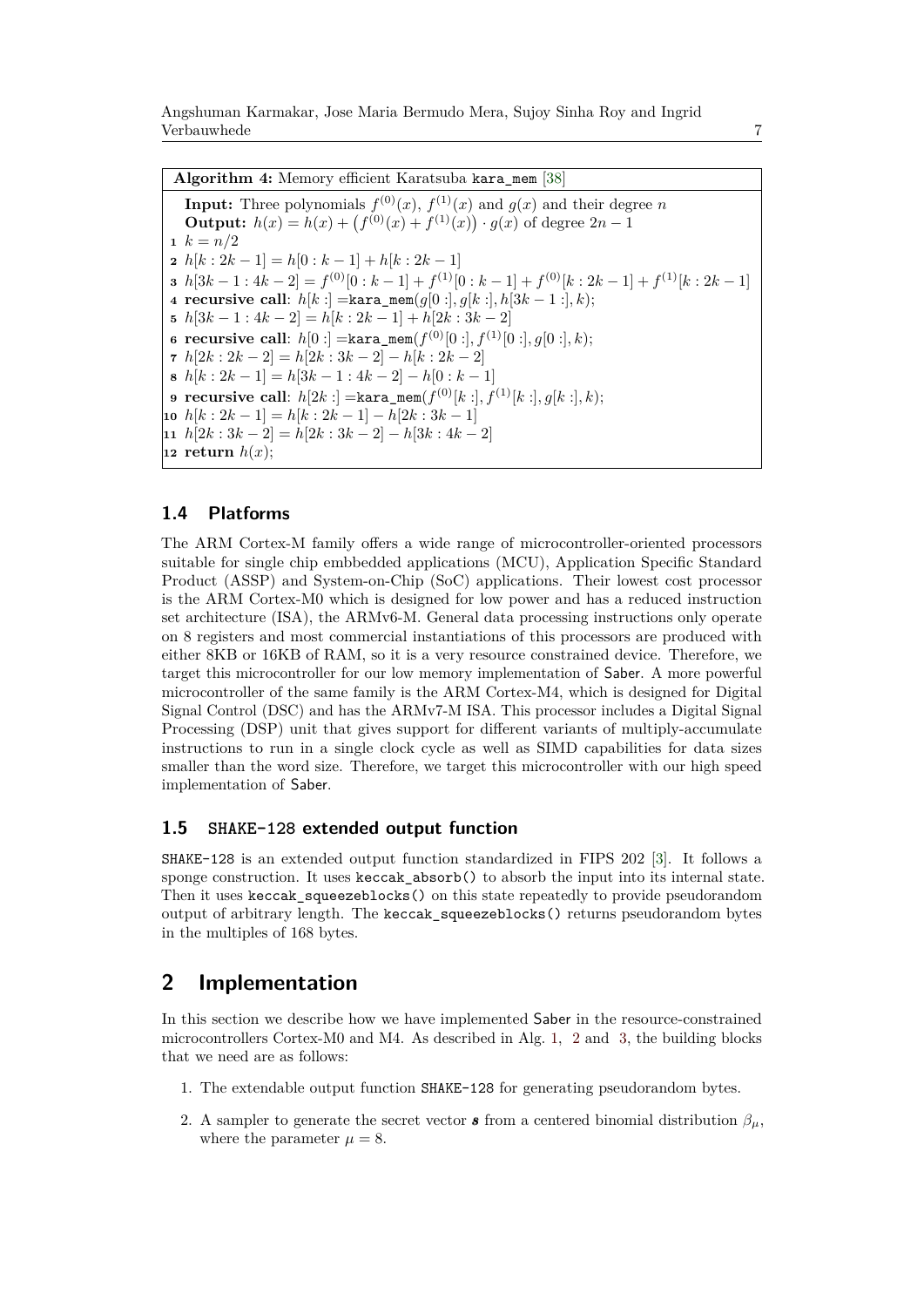**Algorithm 4:** Memory efficient Karatsuba `kara_mem` [38]

**Input:** Three polynomials $f^{(0)}(x)$, $f^{(1)}(x)$ and $g(x)$ and their degree $n$
**Output:** $h(x) = h(x) + \left(f^{(0)}(x) + f^{(1)}(x)\right) \cdot g(x)$ of degree $2n-1$

1. $k = n/2$
2. $h[k : 2k-1] = h[0 : k-1] + h[k : 2k-1]$
3. $h[3k-1 : 4k-2] = f^{(0)}[0 : k-1] + f^{(1)}[0 : k-1] + f^{(0)}[k : 2k-1] + f^{(1)}[k : 2k-1]$
4. **recursive call**: $h[k :] =$`kara_mem`$(g[0 :], g[k :], h[3k-1 :], k)$;
5. $h[3k-1 : 4k-2] = h[k : 2k-1] + h[2k : 3k-2]$
6. **recursive call**: $h[0 :] =$`kara_mem`$(f^{(0)}[0 :], f^{(1)}[0 :], g[0 :], k)$;
7. $h[2k : 2k-2] = h[2k : 3k-2] - h[k : 2k-2]$
8. $h[k : 2k-1] = h[3k-1 : 4k-2] - h[0 : k-1]$
9. **recursive call**: $h[2k :] =$`kara_mem`$(f^{(0)}[k :], f^{(1)}[k :], g[k :], k)$;
10. $h[k : 2k-1] = h[k : 2k-1] - h[2k : 3k-1]$
11. $h[2k : 3k-2] = h[2k : 3k-2] - h[3k : 4k-2]$
12. **return** $h(x)$;

## 1.4 Platforms

The ARM Cortex-M family offers a wide range of microcontroller-oriented processors suitable for single chip embbedded applications (MCU), Application Specific Standard Product (ASSP) and System-on-Chip (SoC) applications. Their lowest cost processor is the ARM Cortex-M0 which is designed for low power and has a reduced instruction set architecture (ISA), the ARMv6-M. General data processing instructions only operate on 8 registers and most commercial instantiations of this processors are produced with either 8KB or 16KB of RAM, so it is a very resource constrained device. Therefore, we target this microcontroller for our low memory implementation of Saber. A more powerful microcontroller of the same family is the ARM Cortex-M4, which is designed for Digital Signal Control (DSC) and has the ARMv7-M ISA. This processor includes a Digital Signal Processing (DSP) unit that gives support for different variants of multiply-accumulate instructions to run in a single clock cycle as well as SIMD capabilities for data sizes smaller than the word size. Therefore, we target this microcontroller with our high speed implementation of Saber.

## 1.5 `SHAKE-128` extended output function

`SHAKE-128` is an extended output function standardized in FIPS 202 [3]. It follows a sponge construction. It uses `keccak_absorb()` to absorb the input into its internal state. Then it uses `keccak_squeezeblocks()` on this state repeatedly to provide pseudorandom output of arbitrary length. The `keccak_squeezeblocks()` returns pseudorandom bytes in the multiples of 168 bytes.

# 2 Implementation

In this section we describe how we have implemented Saber in the resource-constrained microcontrollers Cortex-M0 and M4. As described in Alg. 1, 2 and 3, the building blocks that we need are as follows:

1. The extendable output function `SHAKE-128` for generating pseudorandom bytes.
2. A sampler to generate the secret vector $\boldsymbol{s}$ from a centered binomial distribution $\beta_\mu$, where the parameter $\mu = 8$.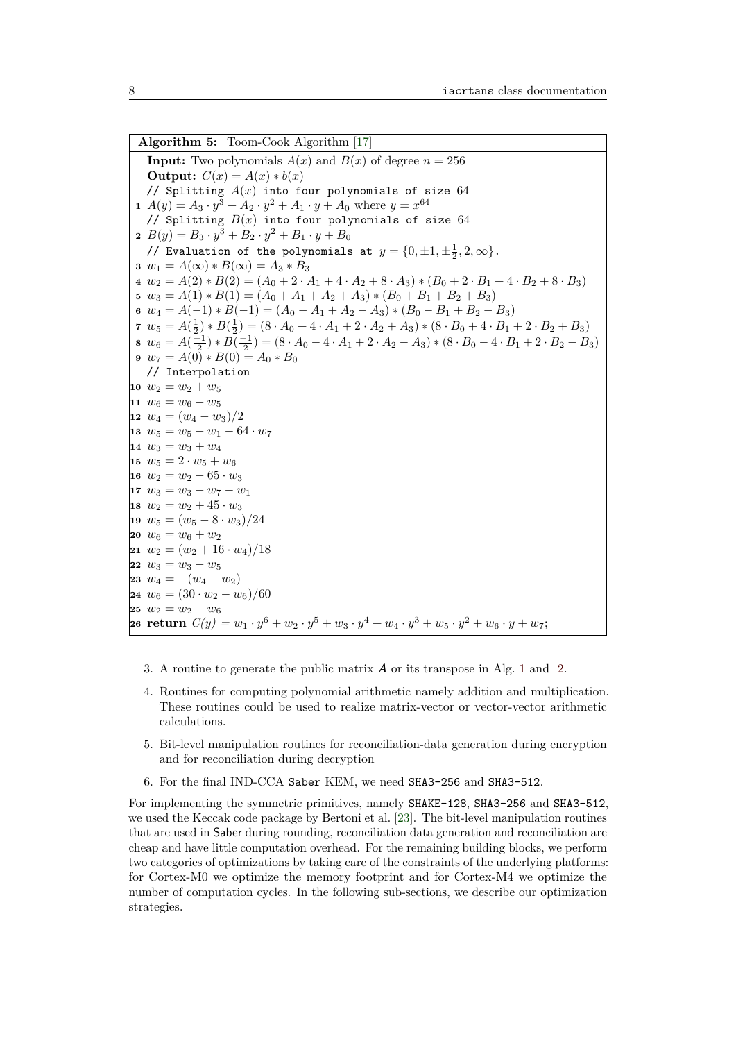**Algorithm 5:** Toom-Cook Algorithm [17]

**Input:** Two polynomials $A(x)$ and $B(x)$ of degree $n = 256$
**Output:** $C(x) = A(x) * b(x)$

```
// Splitting A(x) into four polynomials of size 64
```
1 $A(y) = A_3 \cdot y^3 + A_2 \cdot y^2 + A_1 \cdot y + A_0$ where $y = x^{64}$
```
// Splitting B(x) into four polynomials of size 64
```
2 $B(y) = B_3 \cdot y^3 + B_2 \cdot y^2 + B_1 \cdot y + B_0$
```
// Evaluation of the polynomials at y = {0, ±1, ±1/2, 2, ∞}.
```
3 $w_1 = A(\infty) * B(\infty) = A_3 * B_3$
4 $w_2 = A(2) * B(2) = (A_0 + 2 \cdot A_1 + 4 \cdot A_2 + 8 \cdot A_3) * (B_0 + 2 \cdot B_1 + 4 \cdot B_2 + 8 \cdot B_3)$
5 $w_3 = A(1) * B(1) = (A_0 + A_1 + A_2 + A_3) * (B_0 + B_1 + B_2 + B_3)$
6 $w_4 = A(-1) * B(-1) = (A_0 - A_1 + A_2 - A_3) * (B_0 - B_1 + B_2 - B_3)$
7 $w_5 = A(\frac{1}{2}) * B(\frac{1}{2}) = (8 \cdot A_0 + 4 \cdot A_1 + 2 \cdot A_2 + A_3) * (8 \cdot B_0 + 4 \cdot B_1 + 2 \cdot B_2 + B_3)$
8 $w_6 = A(\frac{-1}{2}) * B(\frac{-1}{2}) = (8 \cdot A_0 - 4 \cdot A_1 + 2 \cdot A_2 - A_3) * (8 \cdot B_0 - 4 \cdot B_1 + 2 \cdot B_2 - B_3)$
9 $w_7 = A(0) * B(0) = A_0 * B_0$
```
// Interpolation
```
10 $w_2 = w_2 + w_5$
11 $w_6 = w_6 - w_5$
12 $w_4 = (w_4 - w_3)/2$
13 $w_5 = w_5 - w_1 - 64 \cdot w_7$
14 $w_3 = w_3 + w_4$
15 $w_5 = 2 \cdot w_5 + w_6$
16 $w_2 = w_2 - 65 \cdot w_3$
17 $w_3 = w_3 - w_7 - w_1$
18 $w_2 = w_2 + 45 \cdot w_3$
19 $w_5 = (w_5 - 8 \cdot w_3)/24$
20 $w_6 = w_6 + w_2$
21 $w_2 = (w_2 + 16 \cdot w_4)/18$
22 $w_3 = w_3 - w_5$
23 $w_4 = -(w_4 + w_2)$
24 $w_6 = (30 \cdot w_2 - w_6)/60$
25 $w_2 = w_2 - w_6$
26 **return** $C(y) = w_1 \cdot y^6 + w_2 \cdot y^5 + w_3 \cdot y^4 + w_4 \cdot y^3 + w_5 \cdot y^2 + w_6 \cdot y + w_7$;

3. A routine to generate the public matrix $\boldsymbol{A}$ or its transpose in Alg. 1 and 2.
4. Routines for computing polynomial arithmetic namely addition and multiplication. These routines could be used to realize matrix-vector or vector-vector arithmetic calculations.
5. Bit-level manipulation routines for reconciliation-data generation during encryption and for reconciliation during decryption
6. For the final IND-CCA Saber KEM, we need SHA3-256 and SHA3-512.

For implementing the symmetric primitives, namely SHAKE-128, SHA3-256 and SHA3-512, we used the Keccak code package by Bertoni et al. [23]. The bit-level manipulation routines that are used in Saber during rounding, reconciliation data generation and reconciliation are cheap and have little computation overhead. For the remaining building blocks, we perform two categories of optimizations by taking care of the constraints of the underlying platforms: for Cortex-M0 we optimize the memory footprint and for Cortex-M4 we optimize the number of computation cycles. In the following sub-sections, we describe our optimization strategies.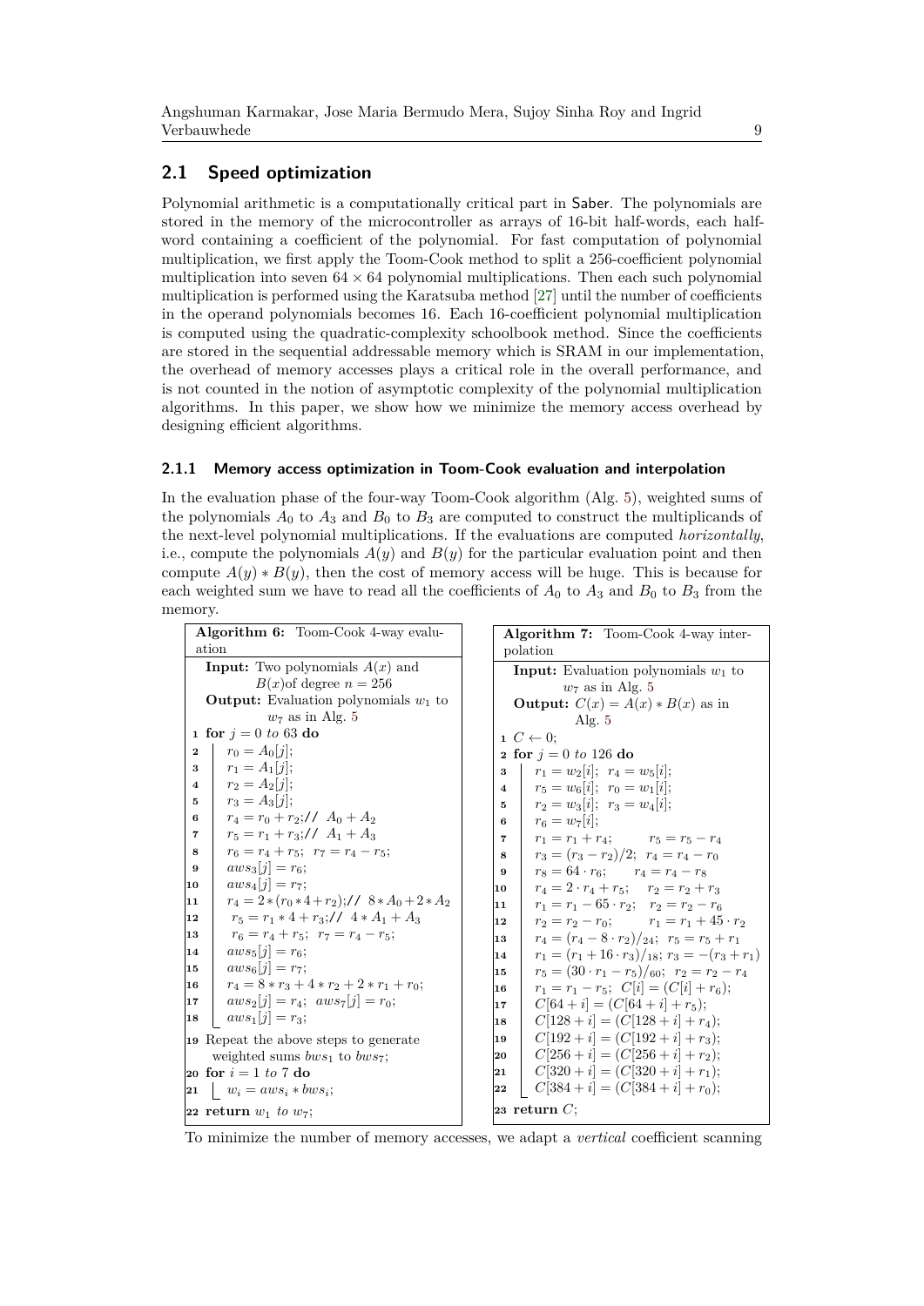## 2.1 Speed optimization

Polynomial arithmetic is a computationally critical part in Saber. The polynomials are stored in the memory of the microcontroller as arrays of 16-bit half-words, each half-word containing a coefficient of the polynomial. For fast computation of polynomial multiplication, we first apply the Toom-Cook method to split a 256-coefficient polynomial multiplication into seven $64 \times 64$ polynomial multiplications. Then each such polynomial multiplication is performed using the Karatsuba method [27] until the number of coefficients in the operand polynomials becomes 16. Each 16-coefficient polynomial multiplication is computed using the quadratic-complexity schoolbook method. Since the coefficients are stored in the sequential addressable memory which is SRAM in our implementation, the overhead of memory accesses plays a critical role in the overall performance, and is not counted in the notion of asymptotic complexity of the polynomial multiplication algorithms. In this paper, we show how we minimize the memory access overhead by designing efficient algorithms.

### 2.1.1 Memory access optimization in Toom-Cook evaluation and interpolation

In the evaluation phase of the four-way Toom-Cook algorithm (Alg. 5), weighted sums of the polynomials $A_0$ to $A_3$ and $B_0$ to $B_3$ are computed to construct the multiplicands of the next-level polynomial multiplications. If the evaluations are computed *horizontally*, i.e., compute the polynomials $A(y)$ and $B(y)$ for the particular evaluation point and then compute $A(y) * B(y)$, then the cost of memory access will be huge. This is because for each weighted sum we have to read all the coefficients of $A_0$ to $A_3$ and $B_0$ to $B_3$ from the memory.

**Algorithm 6:** Toom-Cook 4-way evaluation

**Input:** Two polynomials $A(x)$ and $B(x)$of degree $n = 256$
**Output:** Evaluation polynomials $w_1$ to $w_7$ as in Alg. 5

```
1  for j = 0 to 63 do
2      r0 = A0[j];
3      r1 = A1[j];
4      r2 = A2[j];
5      r3 = A3[j];
6      r4 = r0 + r2;// A0 + A2
7      r5 = r1 + r3;// A1 + A3
8      r6 = r4 + r5;  r7 = r4 − r5;
9      aws3[j] = r6;
10     aws4[j] = r7;
11     r4 = 2*(r0*4+r2);// 8*A0+2*A2
12     r5 = r1*4+r3;// 4*A1 + A3
13     r6 = r4 + r5;  r7 = r4 − r5;
14     aws5[j] = r6;
15     aws6[j] = r7;
16     r4 = 8*r3 + 4*r2 + 2*r1 + r0;
17     aws2[j] = r4;  aws7[j] = r0;
18     aws1[j] = r3;
19 Repeat the above steps to generate weighted sums bws1 to bws7;
20 for i = 1 to 7 do
21     wi = awsi * bwsi;
22 return w1 to w7;
```

**Algorithm 7:** Toom-Cook 4-way interpolation

**Input:** Evaluation polynomials $w_1$ to $w_7$ as in Alg. 5
**Output:** $C(x) = A(x) * B(x)$ as in Alg. 5

```
1  C ← 0;
2  for j = 0 to 126 do
3      r1 = w2[i];  r4 = w5[i];
4      r5 = w6[i];  r0 = w1[i];
5      r2 = w3[i];  r3 = w4[i];
6      r6 = w7[i];
7      r1 = r1 + r4;        r5 = r5 − r4
8      r3 = (r3 − r2)/2;  r4 = r4 − r0
9      r8 = 64 · r6;       r4 = r4 − r8
10     r4 = 2 · r4 + r5;    r2 = r2 + r3
11     r1 = r1 − 65 · r2;   r2 = r2 − r6
12     r2 = r2 − r0;        r1 = r1 + 45 · r2
13     r4 = (r4 − 8 · r2)/24;  r5 = r5 + r1
14     r1 = (r1 + 16 · r3)/18; r3 = −(r3 + r1)
15     r5 = (30 · r1 − r5)/60;  r2 = r2 − r4
16     r1 = r1 − r5;  C[i] = (C[i] + r6);
17     C[64 + i] = (C[64 + i] + r5);
18     C[128 + i] = (C[128 + i] + r4);
19     C[192 + i] = (C[192 + i] + r3);
20     C[256 + i] = (C[256 + i] + r2);
21     C[320 + i] = (C[320 + i] + r1);
22     C[384 + i] = (C[384 + i] + r0);
23 return C;
```

To minimize the number of memory accesses, we adapt a *vertical* coefficient scanning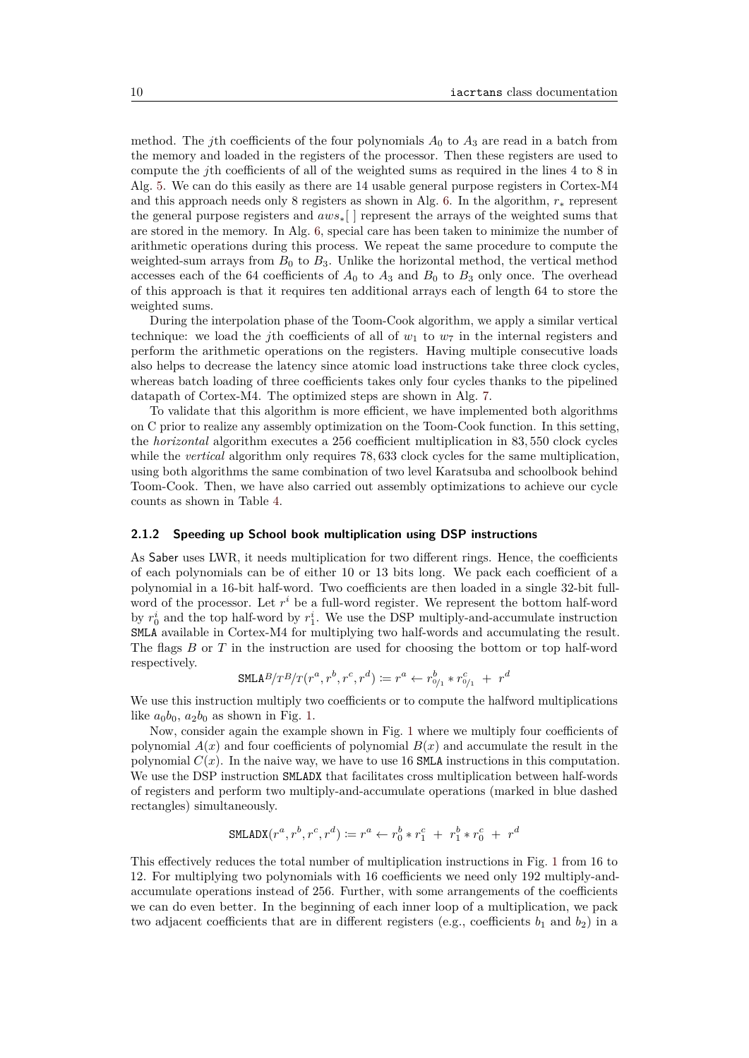method. The $j$th coefficients of the four polynomials $A_0$ to $A_3$ are read in a batch from the memory and loaded in the registers of the processor. Then these registers are used to compute the $j$th coefficients of all of the weighted sums as required in the lines 4 to 8 in Alg. 5. We can do this easily as there are 14 usable general purpose registers in Cortex-M4 and this approach needs only 8 registers as shown in Alg. 6. In the algorithm, $r_*$ represent the general purpose registers and $aws_*[\,]$ represent the arrays of the weighted sums that are stored in the memory. In Alg. 6, special care has been taken to minimize the number of arithmetic operations during this process. We repeat the same procedure to compute the weighted-sum arrays from $B_0$ to $B_3$. Unlike the horizontal method, the vertical method accesses each of the 64 coefficients of $A_0$ to $A_3$ and $B_0$ to $B_3$ only once. The overhead of this approach is that it requires ten additional arrays each of length 64 to store the weighted sums.

During the interpolation phase of the Toom-Cook algorithm, we apply a similar vertical technique: we load the $j$th coefficients of all of $w_1$ to $w_7$ in the internal registers and perform the arithmetic operations on the registers. Having multiple consecutive loads also helps to decrease the latency since atomic load instructions take three clock cycles, whereas batch loading of three coefficients takes only four cycles thanks to the pipelined datapath of Cortex-M4. The optimized steps are shown in Alg. 7.

To validate that this algorithm is more efficient, we have implemented both algorithms on C prior to realize any assembly optimization on the Toom-Cook function. In this setting, the *horizontal* algorithm executes a 256 coefficient multiplication in 83,550 clock cycles while the *vertical* algorithm only requires 78,633 clock cycles for the same multiplication, using both algorithms the same combination of two level Karatsuba and schoolbook behind Toom-Cook. Then, we have also carried out assembly optimizations to achieve our cycle counts as shown in Table 4.

### 2.1.2 Speeding up School book multiplication using DSP instructions

As Saber uses LWR, it needs multiplication for two different rings. Hence, the coefficients of each polynomials can be of either 10 or 13 bits long. We pack each coefficient of a polynomial in a 16-bit half-word. Two coefficients are then loaded in a single 32-bit full-word of the processor. Let $r^i$ be a full-word register. We represent the bottom half-word by $r^i_0$ and the top half-word by $r^i_1$. We use the DSP multiply-and-accumulate instruction SMLA available in Cortex-M4 for multiplying two half-words and accumulating the result. The flags $B$ or $T$ in the instruction are used for choosing the bottom or top half-word respectively.

$$\texttt{SMLA}^{B}/_{T}{}^{B}/_{T}(r^a, r^b, r^c, r^d) \coloneqq r^a \leftarrow r^b_{0/1} * r^c_{0/1} \; + \; r^d$$

We use this instruction multiply two coefficients or to compute the halfword multiplications like $a_0b_0$, $a_2b_0$ as shown in Fig. 1.

Now, consider again the example shown in Fig. 1 where we multiply four coefficients of polynomial $A(x)$ and four coefficients of polynomial $B(x)$ and accumulate the result in the polynomial $C(x)$. In the naive way, we have to use 16 SMLA instructions in this computation. We use the DSP instruction SMLADX that facilitates cross multiplication between half-words of registers and perform two multiply-and-accumulate operations (marked in blue dashed rectangles) simultaneously.

$$\texttt{SMLADX}(r^a, r^b, r^c, r^d) \coloneqq r^a \leftarrow r^b_0 * r^c_1 \; + \; r^b_1 * r^c_0 \; + \; r^d$$

This effectively reduces the total number of multiplication instructions in Fig. 1 from 16 to 12. For multiplying two polynomials with 16 coefficients we need only 192 multiply-and-accumulate operations instead of 256. Further, with some arrangements of the coefficients we can do even better. In the beginning of each inner loop of a multiplication, we pack two adjacent coefficients that are in different registers (e.g., coefficients $b_1$ and $b_2$) in a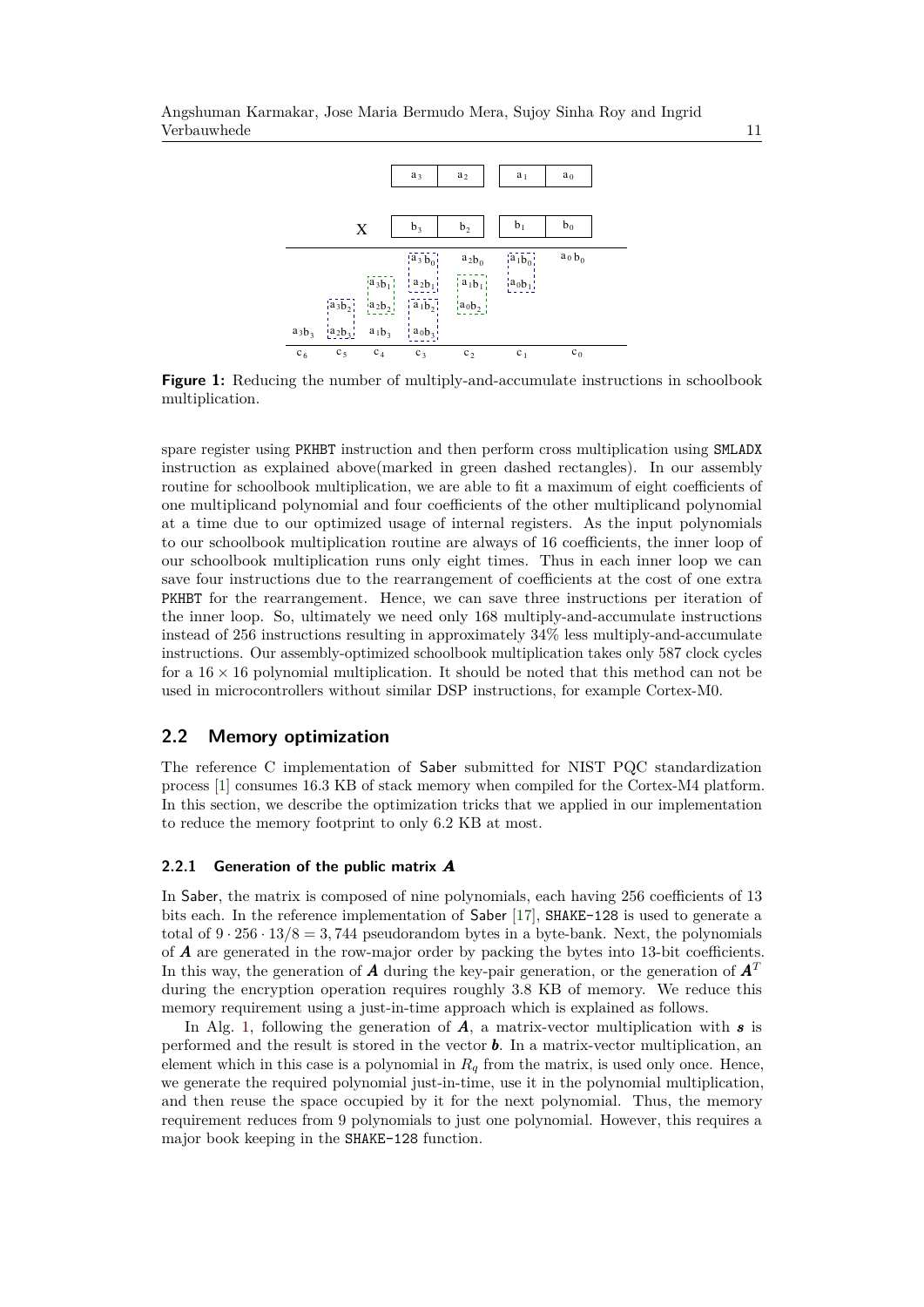**Figure 1:** Reducing the number of multiply-and-accumulate instructions in schoolbook multiplication.

spare register using PKHBT instruction and then perform cross multiplication using SMLADX instruction as explained above(marked in green dashed rectangles). In our assembly routine for schoolbook multiplication, we are able to fit a maximum of eight coefficients of one multiplicand polynomial and four coefficients of the other multiplicand polynomial at a time due to our optimized usage of internal registers. As the input polynomials to our schoolbook multiplication routine are always of 16 coefficients, the inner loop of our schoolbook multiplication runs only eight times. Thus in each inner loop we can save four instructions due to the rearrangement of coefficients at the cost of one extra PKHBT for the rearrangement. Hence, we can save three instructions per iteration of the inner loop. So, ultimately we need only 168 multiply-and-accumulate instructions instead of 256 instructions resulting in approximately 34% less multiply-and-accumulate instructions. Our assembly-optimized schoolbook multiplication takes only 587 clock cycles for a $16 \times 16$ polynomial multiplication. It should be noted that this method can not be used in microcontrollers without similar DSP instructions, for example Cortex-M0.

## 2.2 Memory optimization

The reference C implementation of Saber submitted for NIST PQC standardization process [1] consumes 16.3 KB of stack memory when compiled for the Cortex-M4 platform. In this section, we describe the optimization tricks that we applied in our implementation to reduce the memory footprint to only 6.2 KB at most.

### 2.2.1 Generation of the public matrix $\boldsymbol{A}$

In Saber, the matrix is composed of nine polynomials, each having 256 coefficients of 13 bits each. In the reference implementation of Saber [17], SHAKE-128 is used to generate a total of $9 \cdot 256 \cdot 13/8 = 3,744$ pseudorandom bytes in a byte-bank. Next, the polynomials of $\boldsymbol{A}$ are generated in the row-major order by packing the bytes into 13-bit coefficients. In this way, the generation of $\boldsymbol{A}$ during the key-pair generation, or the generation of $\boldsymbol{A}^T$ during the encryption operation requires roughly 3.8 KB of memory. We reduce this memory requirement using a just-in-time approach which is explained as follows.

In Alg. 1, following the generation of $\boldsymbol{A}$, a matrix-vector multiplication with $\boldsymbol{s}$ is performed and the result is stored in the vector $\boldsymbol{b}$. In a matrix-vector multiplication, an element which in this case is a polynomial in $R_q$ from the matrix, is used only once. Hence, we generate the required polynomial just-in-time, use it in the polynomial multiplication, and then reuse the space occupied by it for the next polynomial. Thus, the memory requirement reduces from 9 polynomials to just one polynomial. However, this requires a major book keeping in the SHAKE-128 function.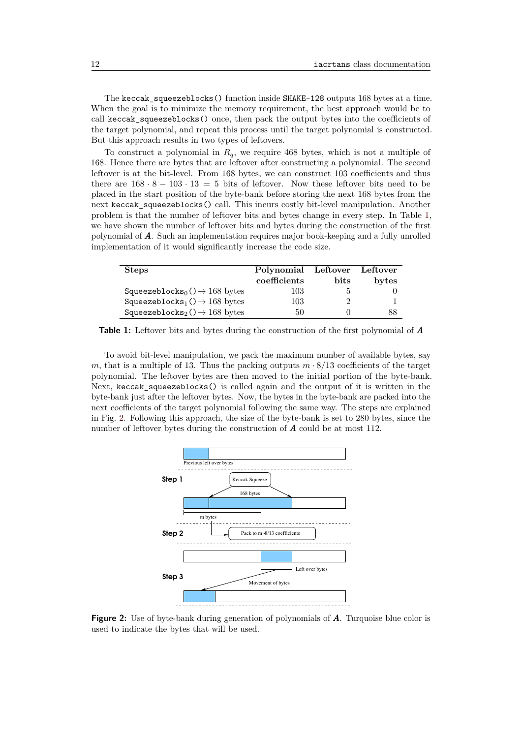The `keccak_squeezeblocks()` function inside `SHAKE-128` outputs 168 bytes at a time. When the goal is to minimize the memory requirement, the best approach would be to call `keccak_squeezeblocks()` once, then pack the output bytes into the coefficients of the target polynomial, and repeat this process until the target polynomial is constructed. But this approach results in two types of leftovers.

To construct a polynomial in $R_q$, we require 468 bytes, which is not a multiple of 168. Hence there are bytes that are leftover after constructing a polynomial. The second leftover is at the bit-level. From 168 bytes, we can construct 103 coefficients and thus there are $168 \cdot 8 - 103 \cdot 13 = 5$ bits of leftover. Now these leftover bits need to be placed in the start position of the byte-bank before storing the next 168 bytes from the next `keccak_squeezeblocks()` call. This incurs costly bit-level manipulation. Another problem is that the number of leftover bits and bytes change in every step. In Table 1, we have shown the number of leftover bits and bytes during the construction of the first polynomial of $\boldsymbol{A}$. Such an implementation requires major book-keeping and a fully unrolled implementation of it would significantly increase the code size.

| Steps | Polynomial coefficients | Leftover bits | Leftover bytes |
|---|---|---|---|
| $\texttt{Squeezeblocks}_0() \rightarrow 168$ bytes | 103 | 5 | 0 |
| $\texttt{Squeezeblocks}_1() \rightarrow 168$ bytes | 103 | 2 | 1 |
| $\texttt{Squeezeblocks}_2() \rightarrow 168$ bytes | 50 | 0 | 88 |

**Table 1:** Leftover bits and bytes during the construction of the first polynomial of $\boldsymbol{A}$

To avoid bit-level manipulation, we pack the maximum number of available bytes, say $m$, that is a multiple of 13. Thus the packing outputs $m \cdot 8/13$ coefficients of the target polynomial. The leftover bytes are then moved to the initial portion of the byte-bank. Next, `keccak_squeezeblocks()` is called again and the output of it is written in the byte-bank just after the leftover bytes. Now, the bytes in the byte-bank are packed into the next coefficients of the target polynomial following the same way. The steps are explained in Fig. 2. Following this approach, the size of the byte-bank is set to 280 bytes, since the number of leftover bytes during the construction of $\boldsymbol{A}$ could be at most 112.

**Figure 2:** Use of byte-bank during generation of polynomials of $\boldsymbol{A}$. Turquoise blue color is used to indicate the bytes that will be used.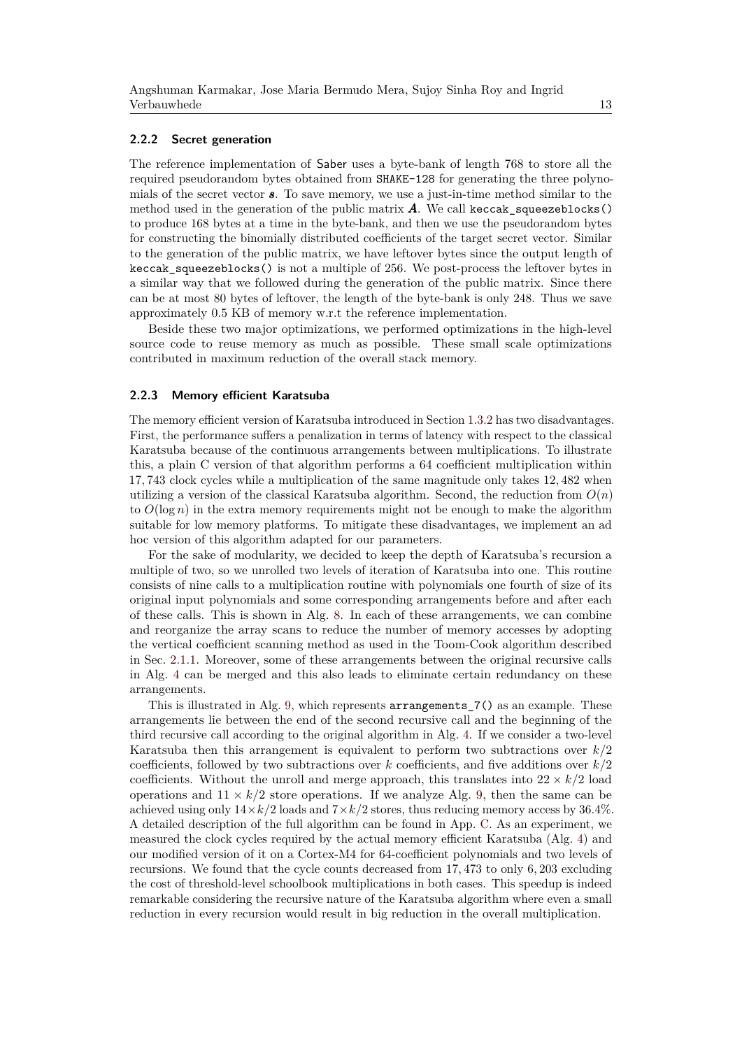### 2.2.2 Secret generation

The reference implementation of Saber uses a byte-bank of length 768 to store all the required pseudorandom bytes obtained from `SHAKE-128` for generating the three polynomials of the secret vector $\boldsymbol{s}$. To save memory, we use a just-in-time method similar to the method used in the generation of the public matrix $\boldsymbol{A}$. We call `keccak_squeezeblocks()` to produce 168 bytes at a time in the byte-bank, and then we use the pseudorandom bytes for constructing the binomially distributed coefficients of the target secret vector. Similar to the generation of the public matrix, we have leftover bytes since the output length of `keccak_squeezeblocks()` is not a multiple of 256. We post-process the leftover bytes in a similar way that we followed during the generation of the public matrix. Since there can be at most 80 bytes of leftover, the length of the byte-bank is only 248. Thus we save approximately 0.5 KB of memory w.r.t the reference implementation.

Beside these two major optimizations, we performed optimizations in the high-level source code to reuse memory as much as possible. These small scale optimizations contributed in maximum reduction of the overall stack memory.

### 2.2.3 Memory efficient Karatsuba

The memory efficient version of Karatsuba introduced in Section 1.3.2 has two disadvantages. First, the performance suffers a penalization in terms of latency with respect to the classical Karatsuba because of the continuous arrangements between multiplications. To illustrate this, a plain C version of that algorithm performs a 64 coefficient multiplication within 17,743 clock cycles while a multiplication of the same magnitude only takes 12,482 when utilizing a version of the classical Karatsuba algorithm. Second, the reduction from $O(n)$ to $O(\log n)$ in the extra memory requirements might not be enough to make the algorithm suitable for low memory platforms. To mitigate these disadvantages, we implement an ad hoc version of this algorithm adapted for our parameters.

For the sake of modularity, we decided to keep the depth of Karatsuba's recursion a multiple of two, so we unrolled two levels of iteration of Karatsuba into one. This routine consists of nine calls to a multiplication routine with polynomials one fourth of size of its original input polynomials and some corresponding arrangements before and after each of these calls. This is shown in Alg. 8. In each of these arrangements, we can combine and reorganize the array scans to reduce the number of memory accesses by adopting the vertical coefficient scanning method as used in the Toom-Cook algorithm described in Sec. 2.1.1. Moreover, some of these arrangements between the original recursive calls in Alg. 4 can be merged and this also leads to eliminate certain redundancy on these arrangements.

This is illustrated in Alg. 9, which represents `arrangements_7()` as an example. These arrangements lie between the end of the second recursive call and the beginning of the third recursive call according to the original algorithm in Alg. 4. If we consider a two-level Karatsuba then this arrangement is equivalent to perform two subtractions over $k/2$ coefficients, followed by two subtractions over $k$ coefficients, and five additions over $k/2$ coefficients. Without the unroll and merge approach, this translates into $22 \times k/2$ load operations and $11 \times k/2$ store operations. If we analyze Alg. 9, then the same can be achieved using only $14 \times k/2$ loads and $7 \times k/2$ stores, thus reducing memory access by 36.4%. A detailed description of the full algorithm can be found in App. C. As an experiment, we measured the clock cycles required by the actual memory efficient Karatsuba (Alg. 4) and our modified version of it on a Cortex-M4 for 64-coefficient polynomials and two levels of recursions. We found that the cycle counts decreased from 17,473 to only 6,203 excluding the cost of threshold-level schoolbook multiplications in both cases. This speedup is indeed remarkable considering the recursive nature of the Karatsuba algorithm where even a small reduction in every recursion would result in big reduction in the overall multiplication.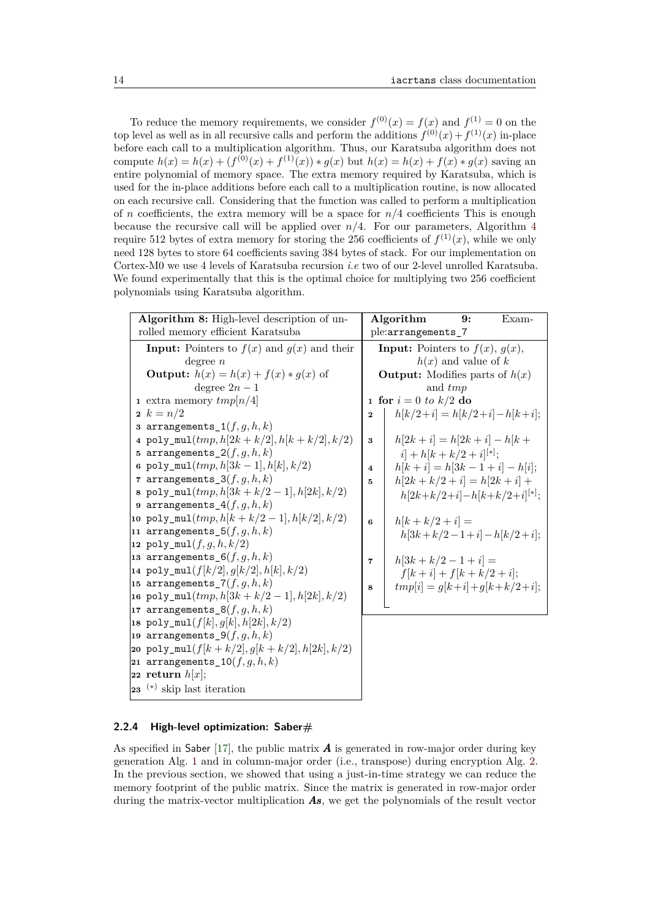To reduce the memory requirements, we consider $f^{(0)}(x) = f(x)$ and $f^{(1)} = 0$ on the top level as well as in all recursive calls and perform the additions $f^{(0)}(x) + f^{(1)}(x)$ in-place before each call to a multiplication algorithm. Thus, our Karatsuba algorithm does not compute $h(x) = h(x) + (f^{(0)}(x) + f^{(1)}(x)) * g(x)$ but $h(x) = h(x) + f(x) * g(x)$ saving an entire polynomial of memory space. The extra memory required by Karatsuba, which is used for the in-place additions before each call to a multiplication routine, is now allocated on each recursive call. Considering that the function was called to perform a multiplication of $n$ coefficients, the extra memory will be a space for $n/4$ coefficients This is enough because the recursive call will be applied over $n/4$. For our parameters, Algorithm 4 require 512 bytes of extra memory for storing the 256 coefficients of $f^{(1)}(x)$, while we only need 128 bytes to store 64 coefficients saving 384 bytes of stack. For our implementation on Cortex-M0 we use 4 levels of Karatsuba recursion *i.e* two of our 2-level unrolled Karatsuba. We found experimentally that this is the optimal choice for multiplying two 256 coefficient polynomials using Karatsuba algorithm.

**Algorithm 8:** High-level description of unrolled memory efficient Karatsuba

**Input:** Pointers to $f(x)$ and $g(x)$ and their degree $n$

**Output:** $h(x) = h(x) + f(x) * g(x)$ of degree $2n - 1$

1. extra memory $tmp[n/4]$
2. $k = n/2$
3. `arrangements_1`$(f, g, h, k)$
4. `poly_mul`$(tmp, h[2k + k/2], h[k + k/2], k/2)$
5. `arrangements_2`$(f, g, h, k)$
6. `poly_mul`$(tmp, h[3k - 1], h[k], k/2)$
7. `arrangements_3`$(f, g, h, k)$
8. `poly_mul`$(tmp, h[3k + k/2 - 1], h[2k], k/2)$
9. `arrangements_4`$(f, g, h, k)$
10. `poly_mul`$(tmp, h[k + k/2 - 1], h[k/2], k/2)$
11. `arrangements_5`$(f, g, h, k)$
12. `poly_mul`$(f, g, h, k/2)$
13. `arrangements_6`$(f, g, h, k)$
14. `poly_mul`$(f[k/2], g[k/2], h[k], k/2)$
15. `arrangements_7`$(f, g, h, k)$
16. `poly_mul`$(tmp, h[3k + k/2 - 1], h[2k], k/2)$
17. `arrangements_8`$(f, g, h, k)$
18. `poly_mul`$(f[k], g[k], h[2k], k/2)$
19. `arrangements_9`$(f, g, h, k)$
20. `poly_mul`$(f[k + k/2], g[k + k/2], h[2k], k/2)$
21. `arrangements_10`$(f, g, h, k)$
22. **return** $h[x]$;
23. $^{(*)}$ skip last iteration

**Algorithm 9:** Example:`arrangements_7`

**Input:** Pointers to $f(x)$, $g(x)$, $h(x)$ and value of $k$

**Output:** Modifies parts of $h(x)$ and $tmp$

1. **for** $i = 0$ *to* $k/2$ **do**
2. $\quad h[k/2+i] = h[k/2+i] - h[k+i]$;
3. $\quad h[2k + i] = h[2k + i] - h[k + i] + h[k + k/2 + i]^{[*]}$;
4. $\quad h[k + i] = h[3k - 1 + i] - h[i]$;
5. $\quad h[2k + k/2 + i] = h[2k + i] + h[2k+k/2+i] - h[k+k/2+i]^{[*]}$;
6. $\quad h[k + k/2 + i] = h[3k+k/2-1+i] - h[k/2+i]$;
7. $\quad h[3k + k/2 - 1 + i] = f[k + i] + f[k + k/2 + i]$;
8. $\quad tmp[i] = g[k+i] + g[k+k/2+i]$;

#### 2.2.4 High-level optimization: Saber#

As specified in Saber [17], the public matrix $\boldsymbol{A}$ is generated in row-major order during key generation Alg. 1 and in column-major order (i.e., transpose) during encryption Alg. 2. In the previous section, we showed that using a just-in-time strategy we can reduce the memory footprint of the public matrix. Since the matrix is generated in row-major order during the matrix-vector multiplication $\boldsymbol{As}$, we get the polynomials of the result vector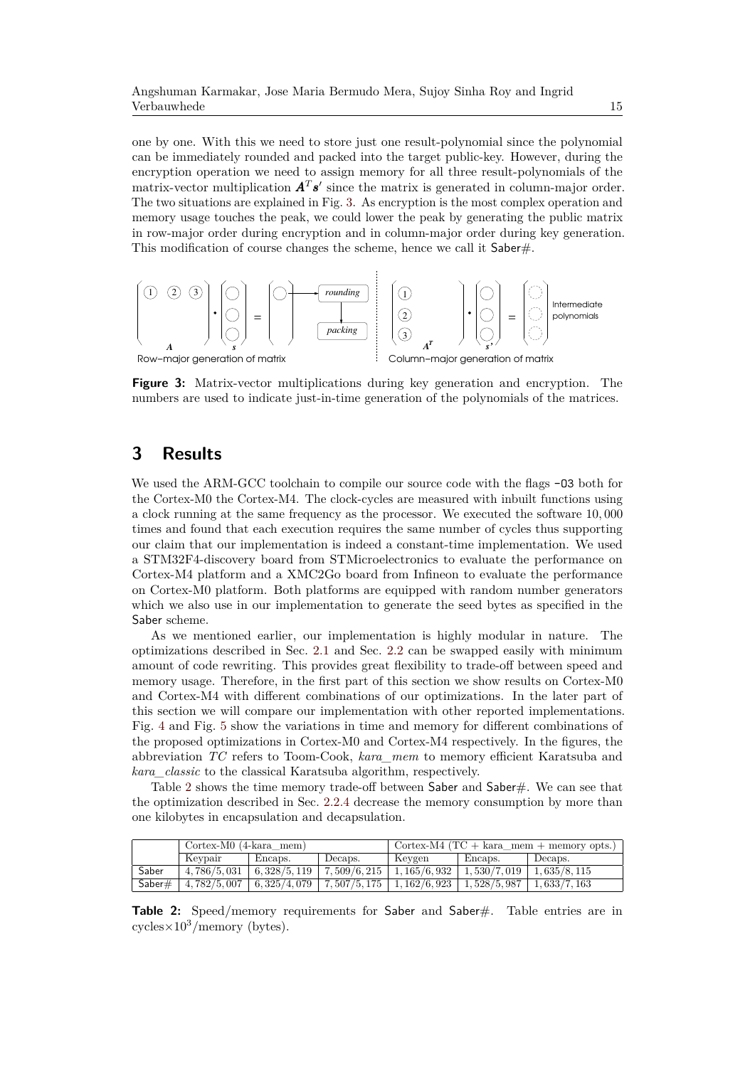one by one. With this we need to store just one result-polynomial since the polynomial can be immediately rounded and packed into the target public-key. However, during the encryption operation we need to assign memory for all three result-polynomials of the matrix-vector multiplication $\boldsymbol{A}^T\boldsymbol{s}'$ since the matrix is generated in column-major order. The two situations are explained in Fig. 3. As encryption is the most complex operation and memory usage touches the peak, we could lower the peak by generating the public matrix in row-major order during encryption and in column-major order during key generation. This modification of course changes the scheme, hence we call it Saber#.

**Figure 3:** Matrix-vector multiplications during key generation and encryption. The numbers are used to indicate just-in-time generation of the polynomials of the matrices.

## 3 Results

We used the ARM-GCC toolchain to compile our source code with the flags `-O3` both for the Cortex-M0 the Cortex-M4. The clock-cycles are measured with inbuilt functions using a clock running at the same frequency as the processor. We executed the software 10,000 times and found that each execution requires the same number of cycles thus supporting our claim that our implementation is indeed a constant-time implementation. We used a STM32F4-discovery board from STMicroelectronics to evaluate the performance on Cortex-M4 platform and a XMC2Go board from Infineon to evaluate the performance on Cortex-M0 platform. Both platforms are equipped with random number generators which we also use in our implementation to generate the seed bytes as specified in the Saber scheme.

As we mentioned earlier, our implementation is highly modular in nature. The optimizations described in Sec. 2.1 and Sec. 2.2 can be swapped easily with minimum amount of code rewriting. This provides great flexibility to trade-off between speed and memory usage. Therefore, in the first part of this section we show results on Cortex-M0 and Cortex-M4 with different combinations of our optimizations. In the later part of this section we will compare our implementation with other reported implementations. Fig. 4 and Fig. 5 show the variations in time and memory for different combinations of the proposed optimizations in Cortex-M0 and Cortex-M4 respectively. In the figures, the abbreviation *TC* refers to Toom-Cook, *kara_mem* to memory efficient Karatsuba and *kara_classic* to the classical Karatsuba algorithm, respectively.

Table 2 shows the time memory trade-off between Saber and Saber#. We can see that the optimization described in Sec. 2.2.4 decrease the memory consumption by more than one kilobytes in encapsulation and decapsulation.

| | Cortex-M0 (4-kara_mem) | | | Cortex-M4 (TC + kara_mem + memory opts.) | | |
|---|---|---|---|---|---|---|
| | Keypair | Encaps. | Decaps. | Keygen | Encaps. | Decaps. |
| Saber | 4,786/5,031 | 6,328/5,119 | 7,509/6,215 | 1,165/6,932 | 1,530/7,019 | 1,635/8,115 |
| Saber# | 4,782/5,007 | 6,325/4,079 | 7,507/5,175 | 1,162/6,923 | 1,528/5,987 | 1,633/7,163 |

**Table 2:** Speed/memory requirements for Saber and Saber#. Table entries are in cycles$\times 10^3$/memory (bytes).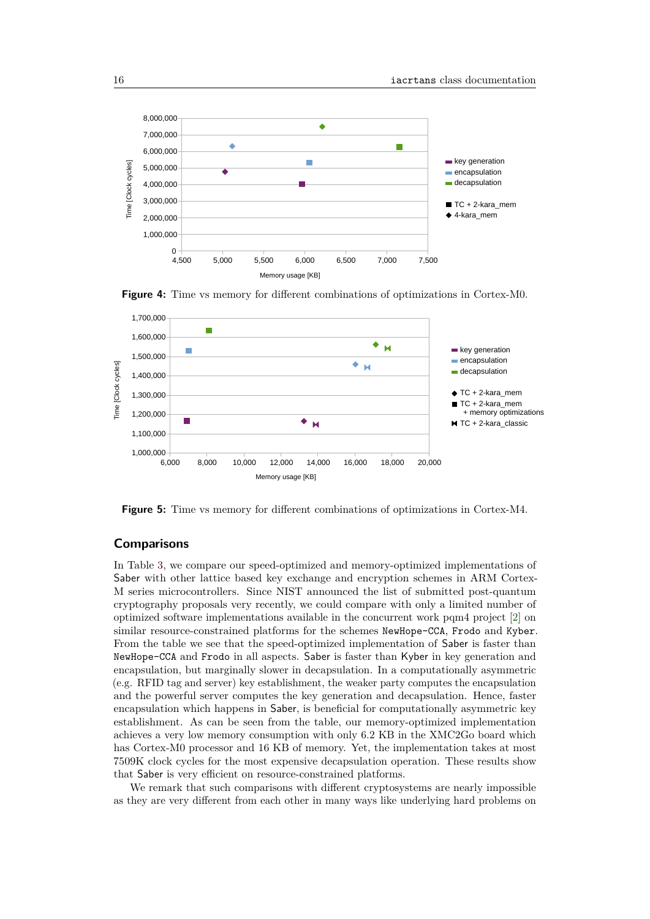Figure 4: Time vs memory for different combinations of optimizations in Cortex-M0.

Figure 5: Time vs memory for different combinations of optimizations in Cortex-M4.

## Comparisons

In Table 3, we compare our speed-optimized and memory-optimized implementations of Saber with other lattice based key exchange and encryption schemes in ARM Cortex-M series microcontrollers. Since NIST announced the list of submitted post-quantum cryptography proposals very recently, we could compare with only a limited number of optimized software implementations available in the concurrent work pqm4 project [2] on similar resource-constrained platforms for the schemes NewHope-CCA, Frodo and Kyber. From the table we see that the speed-optimized implementation of Saber is faster than NewHope-CCA and Frodo in all aspects. Saber is faster than Kyber in key generation and encapsulation, but marginally slower in decapsulation. In a computationally asymmetric (e.g. RFID tag and server) key establishment, the weaker party computes the encapsulation and the powerful server computes the key generation and decapsulation. Hence, faster encapsulation which happens in Saber, is beneficial for computationally asymmetric key establishment. As can be seen from the table, our memory-optimized implementation achieves a very low memory consumption with only 6.2 KB in the XMC2Go board which has Cortex-M0 processor and 16 KB of memory. Yet, the implementation takes at most 7509K clock cycles for the most expensive decapsulation operation. These results show that Saber is very efficient on resource-constrained platforms.

We remark that such comparisons with different cryptosystems are nearly impossible as they are very different from each other in many ways like underlying hard problems on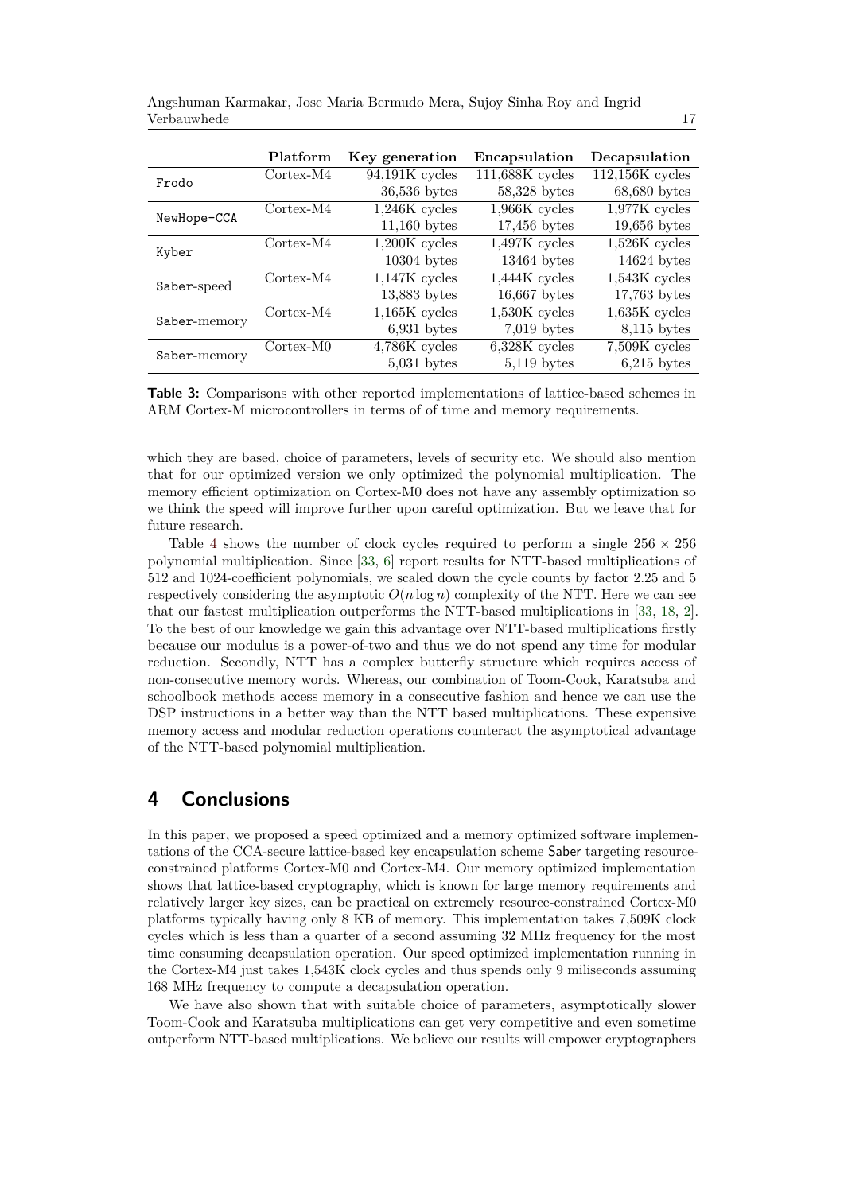| | Platform | Key generation | Encapsulation | Decapsulation |
|---|---|---|---|---|
| Frodo | Cortex-M4 | 94,191K cycles | 111,688K cycles | 112,156K cycles |
| | | 36,536 bytes | 58,328 bytes | 68,680 bytes |
| NewHope-CCA | Cortex-M4 | 1,246K cycles | 1,966K cycles | 1,977K cycles |
| | | 11,160 bytes | 17,456 bytes | 19,656 bytes |
| Kyber | Cortex-M4 | 1,200K cycles | 1,497K cycles | 1,526K cycles |
| | | 10304 bytes | 13464 bytes | 14624 bytes |
| Saber-speed | Cortex-M4 | 1,147K cycles | 1,444K cycles | 1,543K cycles |
| | | 13,883 bytes | 16,667 bytes | 17,763 bytes |
| Saber-memory | Cortex-M4 | 1,165K cycles | 1,530K cycles | 1,635K cycles |
| | | 6,931 bytes | 7,019 bytes | 8,115 bytes |
| Saber-memory | Cortex-M0 | 4,786K cycles | 6,328K cycles | 7,509K cycles |
| | | 5,031 bytes | 5,119 bytes | 6,215 bytes |

**Table 3:** Comparisons with other reported implementations of lattice-based schemes in ARM Cortex-M microcontrollers in terms of of time and memory requirements.

which they are based, choice of parameters, levels of security etc. We should also mention that for our optimized version we only optimized the polynomial multiplication. The memory efficient optimization on Cortex-M0 does not have any assembly optimization so we think the speed will improve further upon careful optimization. But we leave that for future research.

Table 4 shows the number of clock cycles required to perform a single $256 \times 256$ polynomial multiplication. Since [33, 6] report results for NTT-based multiplications of 512 and 1024-coefficient polynomials, we scaled down the cycle counts by factor 2.25 and 5 respectively considering the asymptotic $O(n \log n)$ complexity of the NTT. Here we can see that our fastest multiplication outperforms the NTT-based multiplications in [33, 18, 2]. To the best of our knowledge we gain this advantage over NTT-based multiplications firstly because our modulus is a power-of-two and thus we do not spend any time for modular reduction. Secondly, NTT has a complex butterfly structure which requires access of non-consecutive memory words. Whereas, our combination of Toom-Cook, Karatsuba and schoolbook methods access memory in a consecutive fashion and hence we can use the DSP instructions in a better way than the NTT based multiplications. These expensive memory access and modular reduction operations counteract the asymptotical advantage of the NTT-based polynomial multiplication.

# 4 Conclusions

In this paper, we proposed a speed optimized and a memory optimized software implementations of the CCA-secure lattice-based key encapsulation scheme Saber targeting resource-constrained platforms Cortex-M0 and Cortex-M4. Our memory optimized implementation shows that lattice-based cryptography, which is known for large memory requirements and relatively larger key sizes, can be practical on extremely resource-constrained Cortex-M0 platforms typically having only 8 KB of memory. This implementation takes 7,509K clock cycles which is less than a quarter of a second assuming 32 MHz frequency for the most time consuming decapsulation operation. Our speed optimized implementation running in the Cortex-M4 just takes 1,543K clock cycles and thus spends only 9 miliseconds assuming 168 MHz frequency to compute a decapsulation operation.

We have also shown that with suitable choice of parameters, asymptotically slower Toom-Cook and Karatsuba multiplications can get very competitive and even sometime outperform NTT-based multiplications. We believe our results will empower cryptographers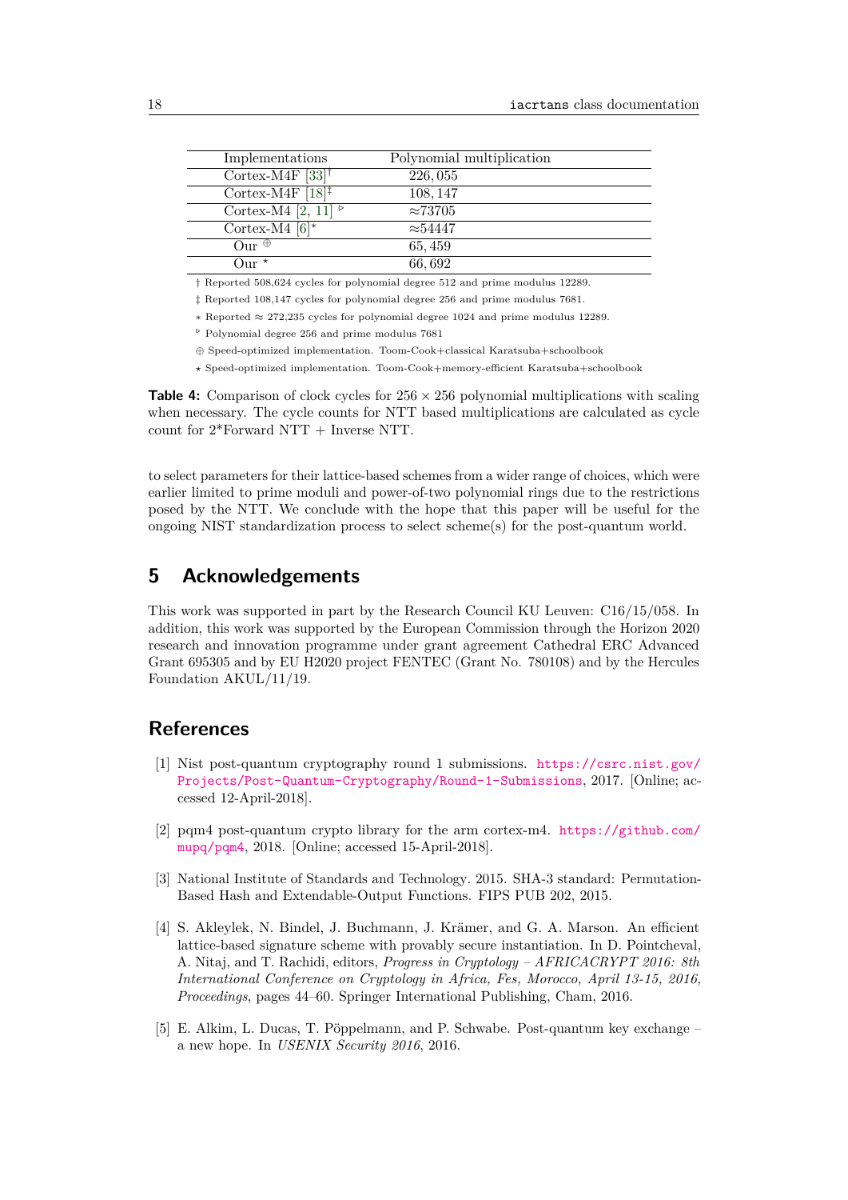| Implementations | Polynomial multiplication |
|---|---|
| Cortex-M4F [33]† | 226,055 |
| Cortex-M4F [18]‡ | 108,147 |
| Cortex-M4 [2, 11] ▹ | ≈73705 |
| Cortex-M4 [6]∗ | ≈54447 |
| Our ⊕ | 65,459 |
| Our ⋆ | 66,692 |

† Reported 508,624 cycles for polynomial degree 512 and prime modulus 12289.

‡ Reported 108,147 cycles for polynomial degree 256 and prime modulus 7681.

∗ Reported ≈ 272,235 cycles for polynomial degree 1024 and prime modulus 12289.

▹ Polynomial degree 256 and prime modulus 7681

⊕ Speed-optimized implementation. Toom-Cook+classical Karatsuba+schoolbook

⋆ Speed-optimized implementation. Toom-Cook+memory-efficient Karatsuba+schoolbook

**Table 4:** Comparison of clock cycles for $256 \times 256$ polynomial multiplications with scaling when necessary. The cycle counts for NTT based multiplications are calculated as cycle count for 2*Forward NTT + Inverse NTT.

to select parameters for their lattice-based schemes from a wider range of choices, which were earlier limited to prime moduli and power-of-two polynomial rings due to the restrictions posed by the NTT. We conclude with the hope that this paper will be useful for the ongoing NIST standardization process to select scheme(s) for the post-quantum world.

## 5 Acknowledgements

This work was supported in part by the Research Council KU Leuven: C16/15/058. In addition, this work was supported by the European Commission through the Horizon 2020 research and innovation programme under grant agreement Cathedral ERC Advanced Grant 695305 and by EU H2020 project FENTEC (Grant No. 780108) and by the Hercules Foundation AKUL/11/19.

## References

[1] Nist post-quantum cryptography round 1 submissions. https://csrc.nist.gov/Projects/Post-Quantum-Cryptography/Round-1-Submissions, 2017. [Online; accessed 12-April-2018].

[2] pqm4 post-quantum crypto library for the arm cortex-m4. https://github.com/mupq/pqm4, 2018. [Online; accessed 15-April-2018].

[3] National Institute of Standards and Technology. 2015. SHA-3 standard: Permutation-Based Hash and Extendable-Output Functions. FIPS PUB 202, 2015.

[4] S. Akleylek, N. Bindel, J. Buchmann, J. Krämer, and G. A. Marson. An efficient lattice-based signature scheme with provably secure instantiation. In D. Pointcheval, A. Nitaj, and T. Rachidi, editors, *Progress in Cryptology – AFRICACRYPT 2016: 8th International Conference on Cryptology in Africa, Fes, Morocco, April 13-15, 2016, Proceedings*, pages 44–60. Springer International Publishing, Cham, 2016.

[5] E. Alkim, L. Ducas, T. Pöppelmann, and P. Schwabe. Post-quantum key exchange – a new hope. In *USENIX Security 2016*, 2016.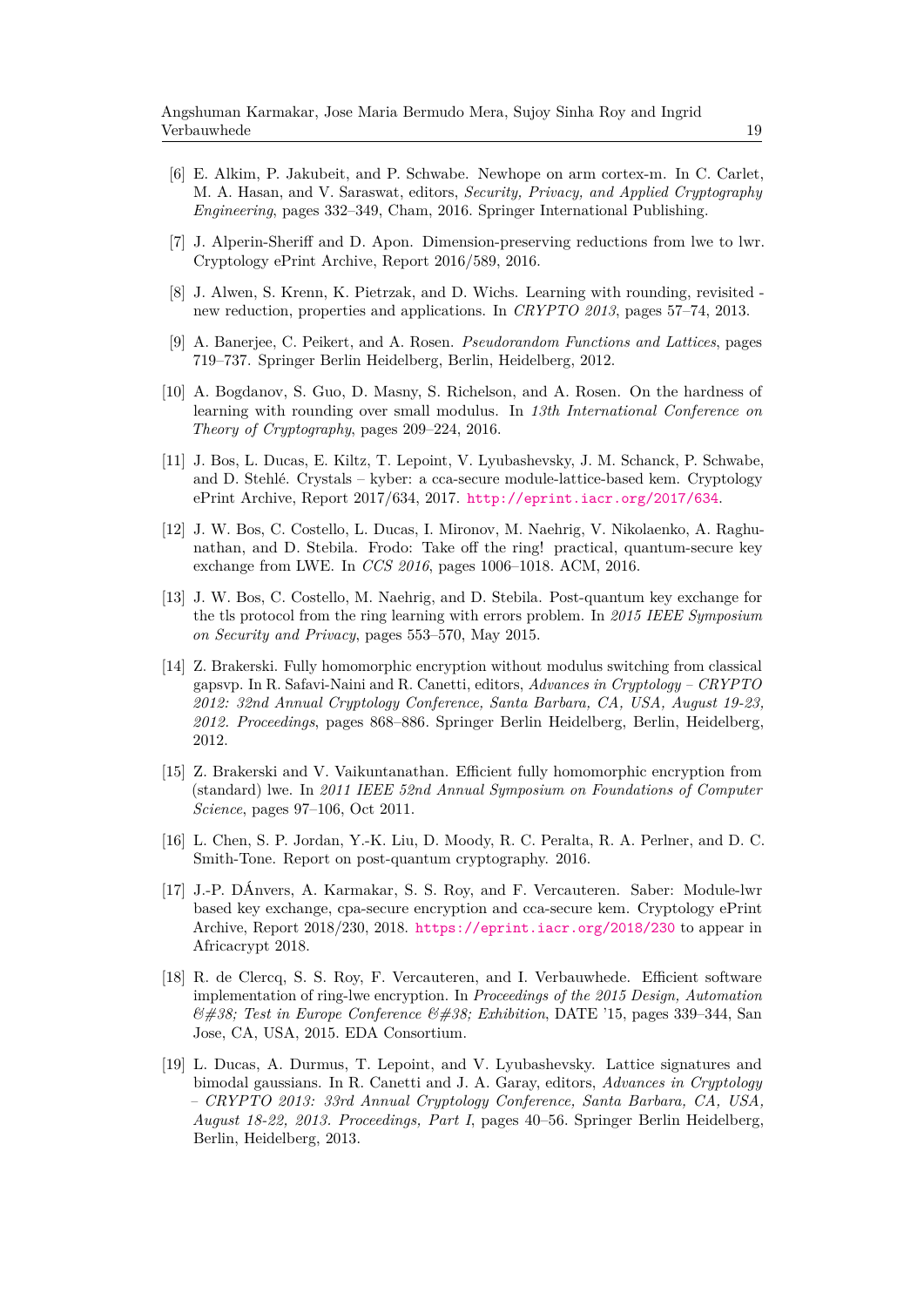[6] E. Alkim, P. Jakubeit, and P. Schwabe. Newhope on arm cortex-m. In C. Carlet, M. A. Hasan, and V. Saraswat, editors, *Security, Privacy, and Applied Cryptography Engineering*, pages 332–349, Cham, 2016. Springer International Publishing.

[7] J. Alperin-Sheriff and D. Apon. Dimension-preserving reductions from lwe to lwr. Cryptology ePrint Archive, Report 2016/589, 2016.

[8] J. Alwen, S. Krenn, K. Pietrzak, and D. Wichs. Learning with rounding, revisited - new reduction, properties and applications. In *CRYPTO 2013*, pages 57–74, 2013.

[9] A. Banerjee, C. Peikert, and A. Rosen. *Pseudorandom Functions and Lattices*, pages 719–737. Springer Berlin Heidelberg, Berlin, Heidelberg, 2012.

[10] A. Bogdanov, S. Guo, D. Masny, S. Richelson, and A. Rosen. On the hardness of learning with rounding over small modulus. In *13th International Conference on Theory of Cryptography*, pages 209–224, 2016.

[11] J. Bos, L. Ducas, E. Kiltz, T. Lepoint, V. Lyubashevsky, J. M. Schanck, P. Schwabe, and D. Stehlé. Crystals – kyber: a cca-secure module-lattice-based kem. Cryptology ePrint Archive, Report 2017/634, 2017. http://eprint.iacr.org/2017/634.

[12] J. W. Bos, C. Costello, L. Ducas, I. Mironov, M. Naehrig, V. Nikolaenko, A. Raghunathan, and D. Stebila. Frodo: Take off the ring! practical, quantum-secure key exchange from LWE. In *CCS 2016*, pages 1006–1018. ACM, 2016.

[13] J. W. Bos, C. Costello, M. Naehrig, and D. Stebila. Post-quantum key exchange for the tls protocol from the ring learning with errors problem. In *2015 IEEE Symposium on Security and Privacy*, pages 553–570, May 2015.

[14] Z. Brakerski. Fully homomorphic encryption without modulus switching from classical gapsvp. In R. Safavi-Naini and R. Canetti, editors, *Advances in Cryptology – CRYPTO 2012: 32nd Annual Cryptology Conference, Santa Barbara, CA, USA, August 19-23, 2012. Proceedings*, pages 868–886. Springer Berlin Heidelberg, Berlin, Heidelberg, 2012.

[15] Z. Brakerski and V. Vaikuntanathan. Efficient fully homomorphic encryption from (standard) lwe. In *2011 IEEE 52nd Annual Symposium on Foundations of Computer Science*, pages 97–106, Oct 2011.

[16] L. Chen, S. P. Jordan, Y.-K. Liu, D. Moody, R. C. Peralta, R. A. Perlner, and D. C. Smith-Tone. Report on post-quantum cryptography. 2016.

[17] J.-P. DÁnvers, A. Karmakar, S. S. Roy, and F. Vercauteren. Saber: Module-lwr based key exchange, cpa-secure encryption and cca-secure kem. Cryptology ePrint Archive, Report 2018/230, 2018. https://eprint.iacr.org/2018/230 to appear in Africacrypt 2018.

[18] R. de Clercq, S. S. Roy, F. Vercauteren, and I. Verbauwhede. Efficient software implementation of ring-lwe encryption. In *Proceedings of the 2015 Design, Automation &#38; Test in Europe Conference &#38; Exhibition*, DATE '15, pages 339–344, San Jose, CA, USA, 2015. EDA Consortium.

[19] L. Ducas, A. Durmus, T. Lepoint, and V. Lyubashevsky. Lattice signatures and bimodal gaussians. In R. Canetti and J. A. Garay, editors, *Advances in Cryptology – CRYPTO 2013: 33rd Annual Cryptology Conference, Santa Barbara, CA, USA, August 18-22, 2013. Proceedings, Part I*, pages 40–56. Springer Berlin Heidelberg, Berlin, Heidelberg, 2013.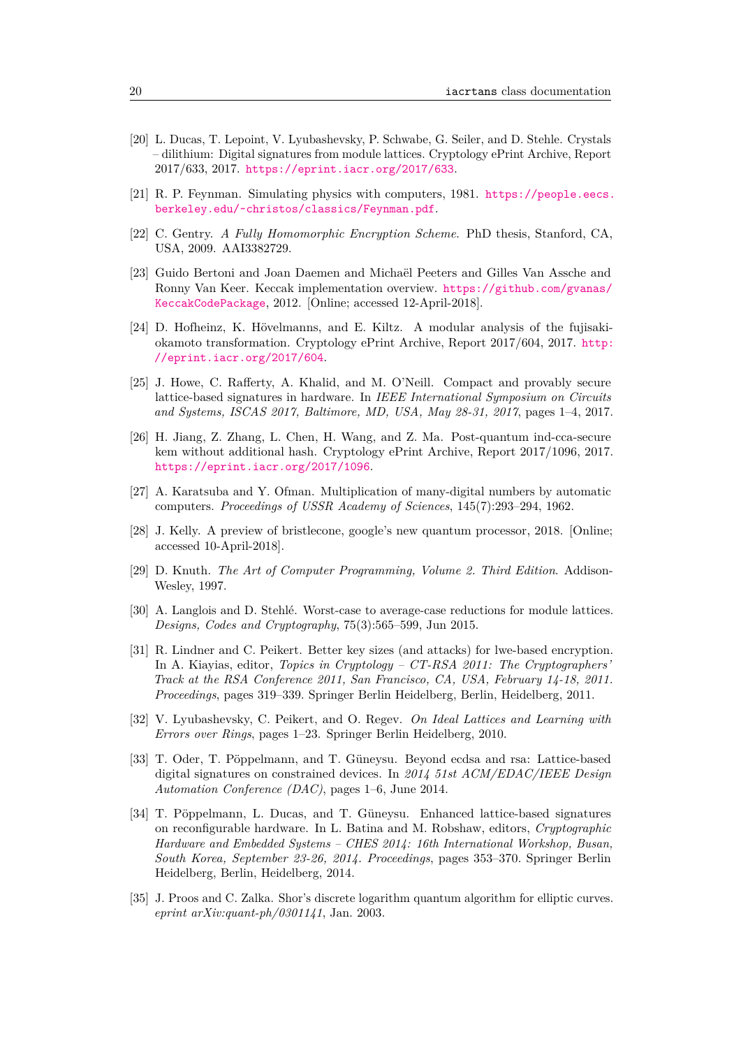[20] L. Ducas, T. Lepoint, V. Lyubashevsky, P. Schwabe, G. Seiler, and D. Stehle. Crystals – dilithium: Digital signatures from module lattices. Cryptology ePrint Archive, Report 2017/633, 2017. https://eprint.iacr.org/2017/633.

[21] R. P. Feynman. Simulating physics with computers, 1981. https://people.eecs.berkeley.edu/~christos/classics/Feynman.pdf.

[22] C. Gentry. *A Fully Homomorphic Encryption Scheme*. PhD thesis, Stanford, CA, USA, 2009. AAI3382729.

[23] Guido Bertoni and Joan Daemen and Michaël Peeters and Gilles Van Assche and Ronny Van Keer. Keccak implementation overview. https://github.com/gvanas/KeccakCodePackage, 2012. [Online; accessed 12-April-2018].

[24] D. Hofheinz, K. Hövelmanns, and E. Kiltz. A modular analysis of the fujisaki-okamoto transformation. Cryptology ePrint Archive, Report 2017/604, 2017. http://eprint.iacr.org/2017/604.

[25] J. Howe, C. Rafferty, A. Khalid, and M. O'Neill. Compact and provably secure lattice-based signatures in hardware. In *IEEE International Symposium on Circuits and Systems, ISCAS 2017, Baltimore, MD, USA, May 28-31, 2017*, pages 1–4, 2017.

[26] H. Jiang, Z. Zhang, L. Chen, H. Wang, and Z. Ma. Post-quantum ind-cca-secure kem without additional hash. Cryptology ePrint Archive, Report 2017/1096, 2017. https://eprint.iacr.org/2017/1096.

[27] A. Karatsuba and Y. Ofman. Multiplication of many-digital numbers by automatic computers. *Proceedings of USSR Academy of Sciences*, 145(7):293–294, 1962.

[28] J. Kelly. A preview of bristlecone, google's new quantum processor, 2018. [Online; accessed 10-April-2018].

[29] D. Knuth. *The Art of Computer Programming, Volume 2. Third Edition*. Addison-Wesley, 1997.

[30] A. Langlois and D. Stehlé. Worst-case to average-case reductions for module lattices. *Designs, Codes and Cryptography*, 75(3):565–599, Jun 2015.

[31] R. Lindner and C. Peikert. Better key sizes (and attacks) for lwe-based encryption. In A. Kiayias, editor, *Topics in Cryptology – CT-RSA 2011: The Cryptographers' Track at the RSA Conference 2011, San Francisco, CA, USA, February 14-18, 2011. Proceedings*, pages 319–339. Springer Berlin Heidelberg, Berlin, Heidelberg, 2011.

[32] V. Lyubashevsky, C. Peikert, and O. Regev. *On Ideal Lattices and Learning with Errors over Rings*, pages 1–23. Springer Berlin Heidelberg, 2010.

[33] T. Oder, T. Pöppelmann, and T. Güneysu. Beyond ecdsa and rsa: Lattice-based digital signatures on constrained devices. In *2014 51st ACM/EDAC/IEEE Design Automation Conference (DAC)*, pages 1–6, June 2014.

[34] T. Pöppelmann, L. Ducas, and T. Güneysu. Enhanced lattice-based signatures on reconfigurable hardware. In L. Batina and M. Robshaw, editors, *Cryptographic Hardware and Embedded Systems – CHES 2014: 16th International Workshop, Busan, South Korea, September 23-26, 2014. Proceedings*, pages 353–370. Springer Berlin Heidelberg, Berlin, Heidelberg, 2014.

[35] J. Proos and C. Zalka. Shor's discrete logarithm quantum algorithm for elliptic curves. *eprint arXiv:quant-ph/0301141*, Jan. 2003.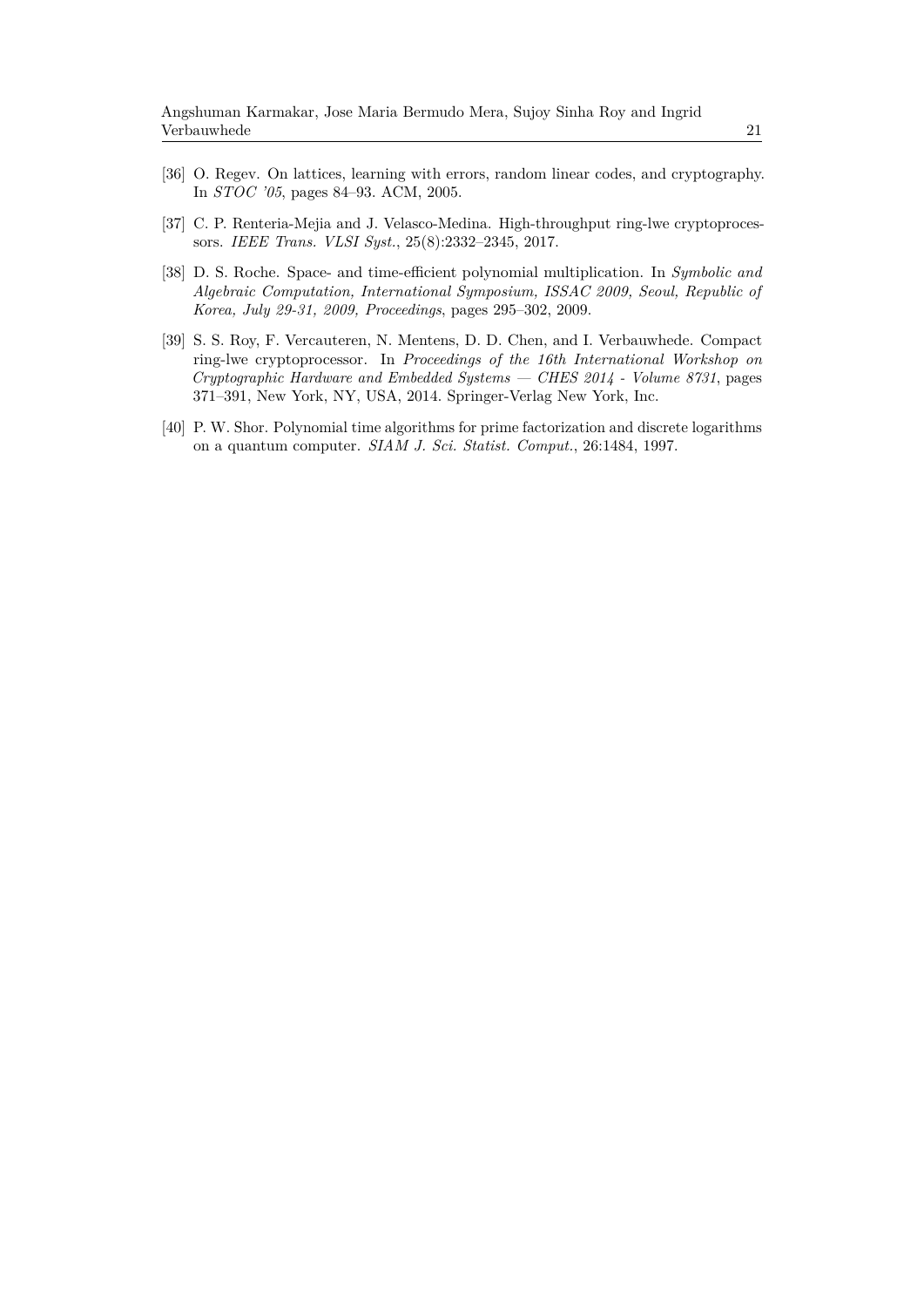[36] O. Regev. On lattices, learning with errors, random linear codes, and cryptography. In *STOC '05*, pages 84–93. ACM, 2005.

[37] C. P. Renteria-Mejia and J. Velasco-Medina. High-throughput ring-lwe cryptoprocessors. *IEEE Trans. VLSI Syst.*, 25(8):2332–2345, 2017.

[38] D. S. Roche. Space- and time-efficient polynomial multiplication. In *Symbolic and Algebraic Computation, International Symposium, ISSAC 2009, Seoul, Republic of Korea, July 29-31, 2009, Proceedings*, pages 295–302, 2009.

[39] S. S. Roy, F. Vercauteren, N. Mentens, D. D. Chen, and I. Verbauwhede. Compact ring-lwe cryptoprocessor. In *Proceedings of the 16th International Workshop on Cryptographic Hardware and Embedded Systems — CHES 2014 - Volume 8731*, pages 371–391, New York, NY, USA, 2014. Springer-Verlag New York, Inc.

[40] P. W. Shor. Polynomial time algorithms for prime factorization and discrete logarithms on a quantum computer. *SIAM J. Sci. Statist. Comput.*, 26:1484, 1997.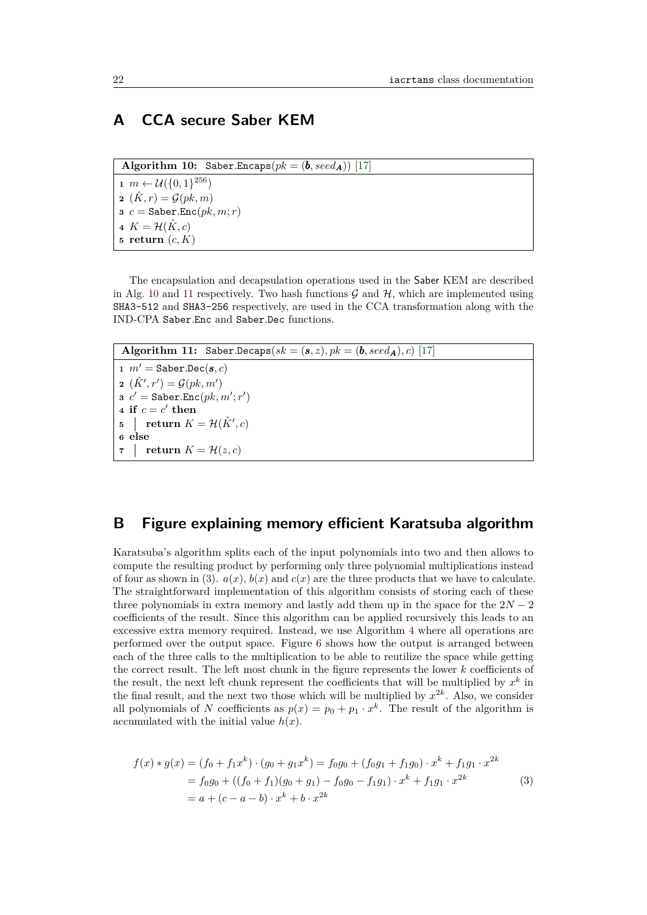# A CCA secure Saber KEM

**Algorithm 10:** Saber.Encaps($pk = (\boldsymbol{b}, seed_{\boldsymbol{A}})$) [17]

```
1 m ← U({0,1}^256)
2 (K̂, r) = G(pk, m)
3 c = Saber.Enc(pk, m; r)
4 K = H(K̂, c)
5 return (c, K)
```

1. $m \leftarrow \mathcal{U}(\{0,1\}^{256})$
2. $(\hat{K}, r) = \mathcal{G}(pk, m)$
3. $c = \texttt{Saber.Enc}(pk, m; r)$
4. $K = \mathcal{H}(\hat{K}, c)$
5. **return** $(c, K)$

The encapsulation and decapsulation operations used in the Saber KEM are described in Alg. 10 and 11 respectively. Two hash functions $\mathcal{G}$ and $\mathcal{H}$, which are implemented using SHA3-512 and SHA3-256 respectively, are used in the CCA transformation along with the IND-CPA Saber.Enc and Saber.Dec functions.

**Algorithm 11:** Saber.Decaps($sk = (\boldsymbol{s}, z), pk = (\boldsymbol{b}, seed_{\boldsymbol{A}}), c$) [17]

1. $m' = \texttt{Saber.Dec}(\boldsymbol{s}, c)$
2. $(\hat{K}', r') = \mathcal{G}(pk, m')$
3. $c' = \texttt{Saber.Enc}(pk, m'; r')$
4. **if** $c = c'$ **then**
5. &nbsp;&nbsp;&nbsp;&nbsp;**return** $K = \mathcal{H}(\hat{K}', c)$
6. **else**
7. &nbsp;&nbsp;&nbsp;&nbsp;**return** $K = \mathcal{H}(z, c)$

# B Figure explaining memory efficient Karatsuba algorithm

Karatsuba's algorithm splits each of the input polynomials into two and then allows to compute the resulting product by performing only three polynomial multiplications instead of four as shown in (3). $a(x)$, $b(x)$ and $c(x)$ are the three products that we have to calculate. The straightforward implementation of this algorithm consists of storing each of these three polynomials in extra memory and lastly add them up in the space for the $2N-2$ coefficients of the result. Since this algorithm can be applied recursively this leads to an excessive extra memory required. Instead, we use Algorithm 4 where all operations are performed over the output space. Figure 6 shows how the output is arranged between each of the three calls to the multiplication to be able to reutilize the space while getting the correct result. The left most chunk in the figure represents the lower $k$ coefficients of the result, the next left chunk represent the coefficients that will be multiplied by $x^k$ in the final result, and the next two those which will be multiplied by $x^{2k}$. Also, we consider all polynomials of $N$ coefficients as $p(x) = p_0 + p_1 \cdot x^k$. The result of the algorithm is accumulated with the initial value $h(x)$.

$$
\begin{aligned}
f(x) * g(x) &= (f_0 + f_1 x^k) \cdot (g_0 + g_1 x^k) = f_0 g_0 + (f_0 g_1 + f_1 g_0) \cdot x^k + f_1 g_1 \cdot x^{2k} \\
&= f_0 g_0 + ((f_0 + f_1)(g_0 + g_1) - f_0 g_0 - f_1 g_1) \cdot x^k + f_1 g_1 \cdot x^{2k} \\
&= a + (c - a - b) \cdot x^k + b \cdot x^{2k}
\end{aligned}
\tag{3}
$$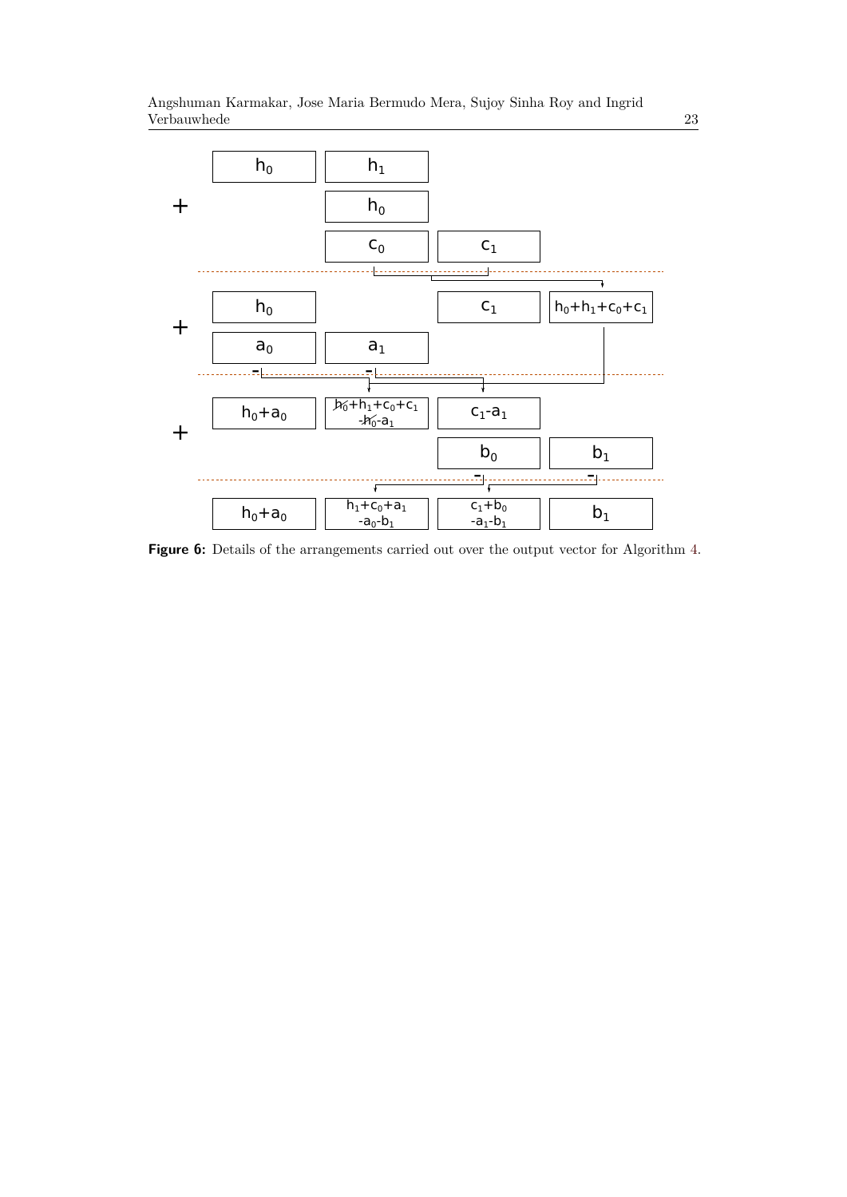Figure 6: Details of the arrangements carried out over the output vector for Algorithm 4.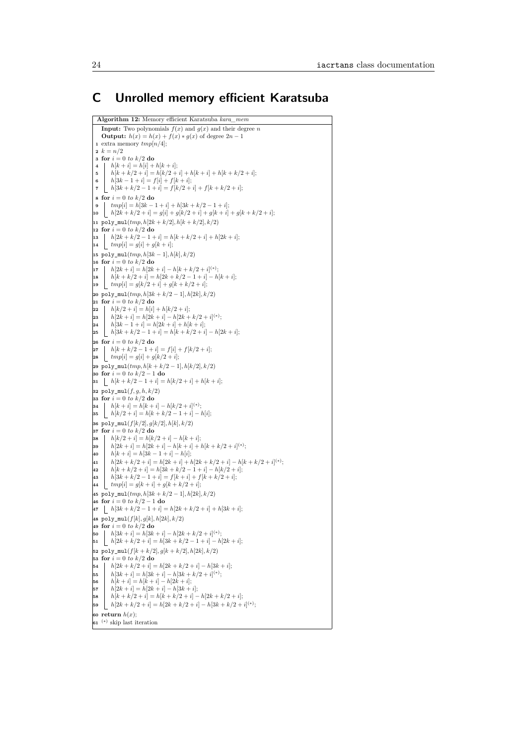# C Unrolled memory efficient Karatsuba

**Algorithm 12:** Memory efficient Karatsuba *kara_mem*

**Input:** Two polynomials $f(x)$ and $g(x)$ and their degree $n$

**Output:** $h(x) = h(x) + f(x) * g(x)$ of degree $2n - 1$

```
1  extra memory tmp[n/4];
2  k = n/2
3  for i = 0 to k/2 do
4      h[k + i] = h[i] + h[k + i];
5      h[k + k/2 + i] = h[k/2 + i] + h[k + i] + h[k + k/2 + i];
6      h[3k − 1 + i] = f[i] + f[k + i];
7      h[3k + k/2 − 1 + i] = f[k/2 + i] + f[k + k/2 + i];
8  for i = 0 to k/2 do
9      tmp[i] = h[3k − 1 + i] + h[3k + k/2 − 1 + i];
10     h[2k + k/2 + i] = g[i] + g[k/2 + i] + g[k + i] + g[k + k/2 + i];
11 poly_mul(tmp, h[2k + k/2], h[k + k/2], k/2)
12 for i = 0 to k/2 do
13     h[2k + k/2 − 1 + i] = h[k + k/2 + i] + h[2k + i];
14     tmp[i] = g[i] + g[k + i];
15 poly_mul(tmp, h[3k − 1], h[k], k/2)
16 for i = 0 to k/2 do
17     h[2k + i] = h[2k + i] − h[k + k/2 + i]^(*);
18     h[k + k/2 + i] = h[2k + k/2 − 1 + i] − h[k + i];
19     tmp[i] = g[k/2 + i] + g[k + k/2 + i];
20 poly_mul(tmp, h[3k + k/2 − 1], h[2k], k/2)
21 for i = 0 to k/2 do
22     h[k/2 + i] = h[i] + h[k/2 + i];
23     h[2k + i] = h[2k + i] − h[2k + k/2 + i]^(*);
24     h[3k − 1 + i] = h[2k + i] + h[k + i];
25     h[3k + k/2 − 1 + i] = h[k + k/2 + i] − h[2k + i];
26 for i = 0 to k/2 do
27     h[k + k/2 − 1 + i] = f[i] + f[k/2 + i];
28     tmp[i] = g[i] + g[k/2 + i];
29 poly_mul(tmp, h[k + k/2 − 1], h[k/2], k/2)
30 for i = 0 to k/2 − 1 do
31     h[k + k/2 − 1 + i] = h[k/2 + i] + h[k + i];
32 poly_mul(f, g, h, k/2)
33 for i = 0 to k/2 do
34     h[k + i] = h[k + i] − h[k/2 + i]^(*);
35     h[k/2 + i] = h[k + k/2 − 1 + i] − h[i];
36 poly_mul(f[k/2], g[k/2], h[k], k/2)
37 for i = 0 to k/2 do
38     h[k/2 + i] = h[k/2 + i] − h[k + i];
39     h[2k + i] = h[2k + i] − h[k + i] + h[k + k/2 + i]^(*);
40     h[k + i] = h[3k − 1 + i] − h[i];
41     h[2k + k/2 + i] = h[2k + i] + h[2k + k/2 + i] − h[k + k/2 + i]^(*);
42     h[k + k/2 + i] = h[3k + k/2 − 1 + i] − h[k/2 + i];
43     h[3k + k/2 − 1 + i] = f[k + i] + f[k + k/2 + i];
44     tmp[i] = g[k + i] + g[k + k/2 + i];
45 poly_mul(tmp, h[3k + k/2 − 1], h[2k], k/2)
46 for i = 0 to k/2 − 1 do
47     h[3k + k/2 − 1 + i] = h[2k + k/2 + i] + h[3k + i];
48 poly_mul(f[k], g[k], h[2k], k/2)
49 for i = 0 to k/2 do
50     h[3k + i] = h[3k + i] − h[2k + k/2 + i]^(*);
51     h[2k + k/2 + i] = h[3k + k/2 − 1 + i] − h[2k + i];
52 poly_mul(f[k + k/2], g[k + k/2], h[2k], k/2)
53 for i = 0 to k/2 do
54     h[2k + k/2 + i] = h[2k + k/2 + i] − h[3k + i];
55     h[3k + i] = h[3k + i] − h[3k + k/2 + i]^(*);
56     h[k + i] = h[k + i] − h[2k + i];
57     h[2k + i] = h[2k + i] − h[3k + i];
58     h[k + k/2 + i] = h[k + k/2 + i] − h[2k + k/2 + i];
59     h[2k + k/2 + i] = h[2k + k/2 + i] − h[3k + k/2 + i]^(*);
60 return h(x);
61 (*) skip last iteration
```